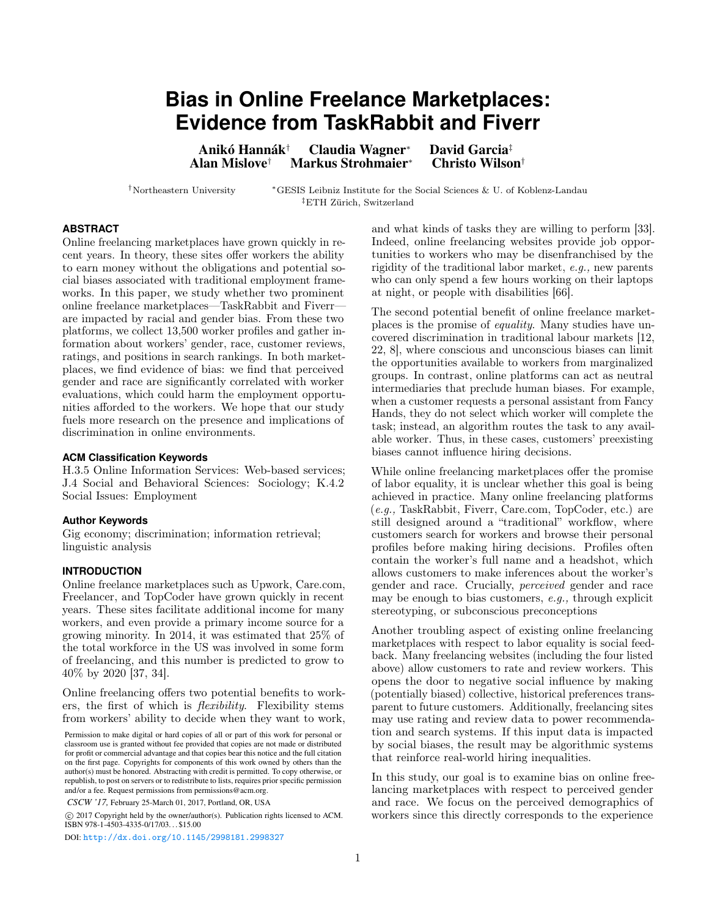# Bias in Online Freelance Marketplaces: Evidence from TaskRabbit and Fiverr

**Anikó Hannák**[†] **Claudia Wagner**[*] **David Garcia**[‡]
**Alan Mislove**[†] **Markus Strohmaier**[*] **Christo Wilson**[†]

[†]Northeastern University [*]GESIS Leibniz Institute for the Social Sciences & U. of Koblenz-Landau
[‡]ETH Zürich, Switzerland

## ABSTRACT

Online freelancing marketplaces have grown quickly in recent years. In theory, these sites offer workers the ability to earn money without the obligations and potential social biases associated with traditional employment frameworks. In this paper, we study whether two prominent online freelance marketplaces—TaskRabbit and Fiverr—are impacted by racial and gender bias. From these two platforms, we collect 13,500 worker profiles and gather information about workers' gender, race, customer reviews, ratings, and positions in search rankings. In both marketplaces, we find evidence of bias: we find that perceived gender and race are significantly correlated with worker evaluations, which could harm the employment opportunities afforded to the workers. We hope that our study fuels more research on the presence and implications of discrimination in online environments.

### ACM Classification Keywords

H.3.5 Online Information Services: Web-based services; J.4 Social and Behavioral Sciences: Sociology; K.4.2 Social Issues: Employment

### Author Keywords

Gig economy; discrimination; information retrieval; linguistic analysis

## INTRODUCTION

Online freelance marketplaces such as Upwork, Care.com, Freelancer, and TopCoder have grown quickly in recent years. These sites facilitate additional income for many workers, and even provide a primary income source for a growing minority. In 2014, it was estimated that 25% of the total workforce in the US was involved in some form of freelancing, and this number is predicted to grow to 40% by 2020 [37, 34].

Online freelancing offers two potential benefits to workers, the first of which is *flexibility*. Flexibility stems from workers' ability to decide when they want to work, and what kinds of tasks they are willing to perform [33]. Indeed, online freelancing websites provide job opportunities to workers who may be disenfranchised by the rigidity of the traditional labor market, *e.g.,* new parents who can only spend a few hours working on their laptops at night, or people with disabilities [66].

The second potential benefit of online freelance marketplaces is the promise of *equality*. Many studies have uncovered discrimination in traditional labour markets [12, 22, 8], where conscious and unconscious biases can limit the opportunities available to workers from marginalized groups. In contrast, online platforms can act as neutral intermediaries that preclude human biases. For example, when a customer requests a personal assistant from Fancy Hands, they do not select which worker will complete the task; instead, an algorithm routes the task to any available worker. Thus, in these cases, customers' preexisting biases cannot influence hiring decisions.

While online freelancing marketplaces offer the promise of labor equality, it is unclear whether this goal is being achieved in practice. Many online freelancing platforms (*e.g.,* TaskRabbit, Fiverr, Care.com, TopCoder, etc.) are still designed around a "traditional" workflow, where customers search for workers and browse their personal profiles before making hiring decisions. Profiles often contain the worker's full name and a headshot, which allows customers to make inferences about the worker's gender and race. Crucially, *perceived* gender and race may be enough to bias customers, *e.g.,* through explicit stereotyping, or subconscious preconceptions

Another troubling aspect of existing online freelancing marketplaces with respect to labor equality is social feedback. Many freelancing websites (including the four listed above) allow customers to rate and review workers. This opens the door to negative social influence by making (potentially biased) collective, historical preferences transparent to future customers. Additionally, freelancing sites may use rating and review data to power recommendation and search systems. If this input data is impacted by social biases, the result may be algorithmic systems that reinforce real-world hiring inequalities.

In this study, our goal is to examine bias on online freelancing marketplaces with respect to perceived gender and race. We focus on the perceived demographics of workers since this directly corresponds to the experience

Permission to make digital or hard copies of all or part of this work for personal or classroom use is granted without fee provided that copies are not made or distributed for profit or commercial advantage and that copies bear this notice and the full citation on the first page. Copyrights for components of this work owned by others than the author(s) must be honored. Abstracting with credit is permitted. To copy otherwise, or republish, to post on servers or to redistribute to lists, requires prior specific permission and/or a fee. Request permissions from permissions@acm.org.

*CSCW '17,* February 25-March 01, 2017, Portland, OR, USA

© 2017 Copyright held by the owner/author(s). Publication rights licensed to ACM. ISBN 978-1-4503-4335-0/17/03…$15.00

DOI: http://dx.doi.org/10.1145/2998181.2998327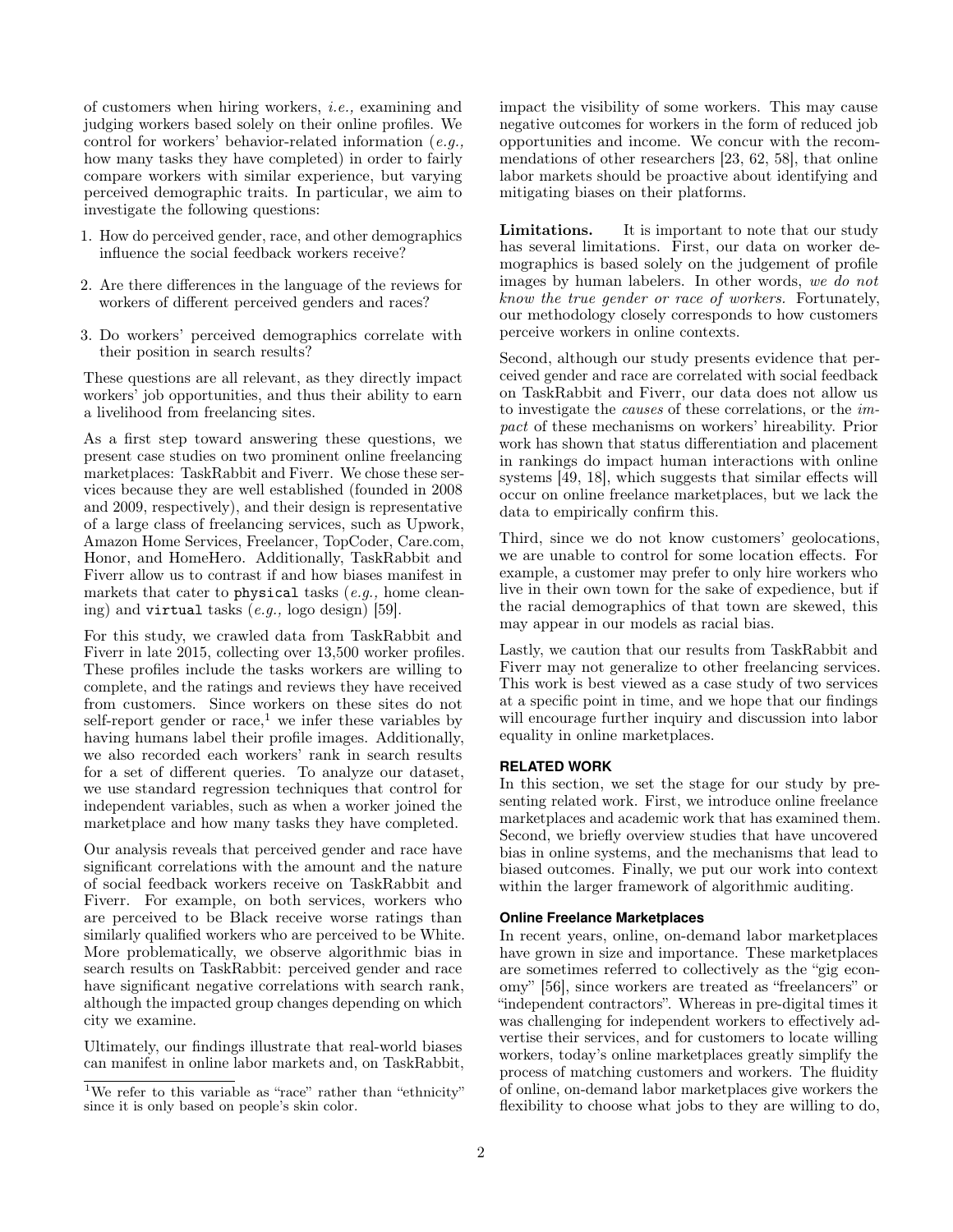of customers when hiring workers, *i.e.,* examining and judging workers based solely on their online profiles. We control for workers' behavior-related information (*e.g.,* how many tasks they have completed) in order to fairly compare workers with similar experience, but varying perceived demographic traits. In particular, we aim to investigate the following questions:

1. How do perceived gender, race, and other demographics influence the social feedback workers receive?
2. Are there differences in the language of the reviews for workers of different perceived genders and races?
3. Do workers' perceived demographics correlate with their position in search results?

These questions are all relevant, as they directly impact workers' job opportunities, and thus their ability to earn a livelihood from freelancing sites.

As a first step toward answering these questions, we present case studies on two prominent online freelancing marketplaces: TaskRabbit and Fiverr. We chose these services because they are well established (founded in 2008 and 2009, respectively), and their design is representative of a large class of freelancing services, such as Upwork, Amazon Home Services, Freelancer, TopCoder, Care.com, Honor, and HomeHero. Additionally, TaskRabbit and Fiverr allow us to contrast if and how biases manifest in markets that cater to `physical` tasks (*e.g.,* home cleaning) and `virtual` tasks (*e.g.,* logo design) [59].

For this study, we crawled data from TaskRabbit and Fiverr in late 2015, collecting over 13,500 worker profiles. These profiles include the tasks workers are willing to complete, and the ratings and reviews they have received from customers. Since workers on these sites do not self-report gender or race,[1] we infer these variables by having humans label their profile images. Additionally, we also recorded each workers' rank in search results for a set of different queries. To analyze our dataset, we use standard regression techniques that control for independent variables, such as when a worker joined the marketplace and how many tasks they have completed.

Our analysis reveals that perceived gender and race have significant correlations with the amount and the nature of social feedback workers receive on TaskRabbit and Fiverr. For example, on both services, workers who are perceived to be Black receive worse ratings than similarly qualified workers who are perceived to be White. More problematically, we observe algorithmic bias in search results on TaskRabbit: perceived gender and race have significant negative correlations with search rank, although the impacted group changes depending on which city we examine.

Ultimately, our findings illustrate that real-world biases can manifest in online labor markets and, on TaskRabbit, impact the visibility of some workers. This may cause negative outcomes for workers in the form of reduced job opportunities and income. We concur with the recommendations of other researchers [23, 62, 58], that online labor markets should be proactive about identifying and mitigating biases on their platforms.

**Limitations.** It is important to note that our study has several limitations. First, our data on worker demographics is based solely on the judgement of profile images by human labelers. In other words, *we do not know the true gender or race of workers.* Fortunately, our methodology closely corresponds to how customers perceive workers in online contexts.

Second, although our study presents evidence that perceived gender and race are correlated with social feedback on TaskRabbit and Fiverr, our data does not allow us to investigate the *causes* of these correlations, or the *impact* of these mechanisms on workers' hireability. Prior work has shown that status differentiation and placement in rankings do impact human interactions with online systems [49, 18], which suggests that similar effects will occur on online freelance marketplaces, but we lack the data to empirically confirm this.

Third, since we do not know customers' geolocations, we are unable to control for some location effects. For example, a customer may prefer to only hire workers who live in their own town for the sake of expedience, but if the racial demographics of that town are skewed, this may appear in our models as racial bias.

Lastly, we caution that our results from TaskRabbit and Fiverr may not generalize to other freelancing services. This work is best viewed as a case study of two services at a specific point in time, and we hope that our findings will encourage further inquiry and discussion into labor equality in online marketplaces.

## RELATED WORK

In this section, we set the stage for our study by presenting related work. First, we introduce online freelance marketplaces and academic work that has examined them. Second, we briefly overview studies that have uncovered bias in online systems, and the mechanisms that lead to biased outcomes. Finally, we put our work into context within the larger framework of algorithmic auditing.

### Online Freelance Marketplaces

In recent years, online, on-demand labor marketplaces have grown in size and importance. These marketplaces are sometimes referred to collectively as the "gig economy" [56], since workers are treated as "freelancers" or "independent contractors". Whereas in pre-digital times it was challenging for independent workers to effectively advertise their services, and for customers to locate willing workers, today's online marketplaces greatly simplify the process of matching customers and workers. The fluidity of online, on-demand labor marketplaces give workers the flexibility to choose what jobs to they are willing to do,

[1] We refer to this variable as "race" rather than "ethnicity" since it is only based on people's skin color.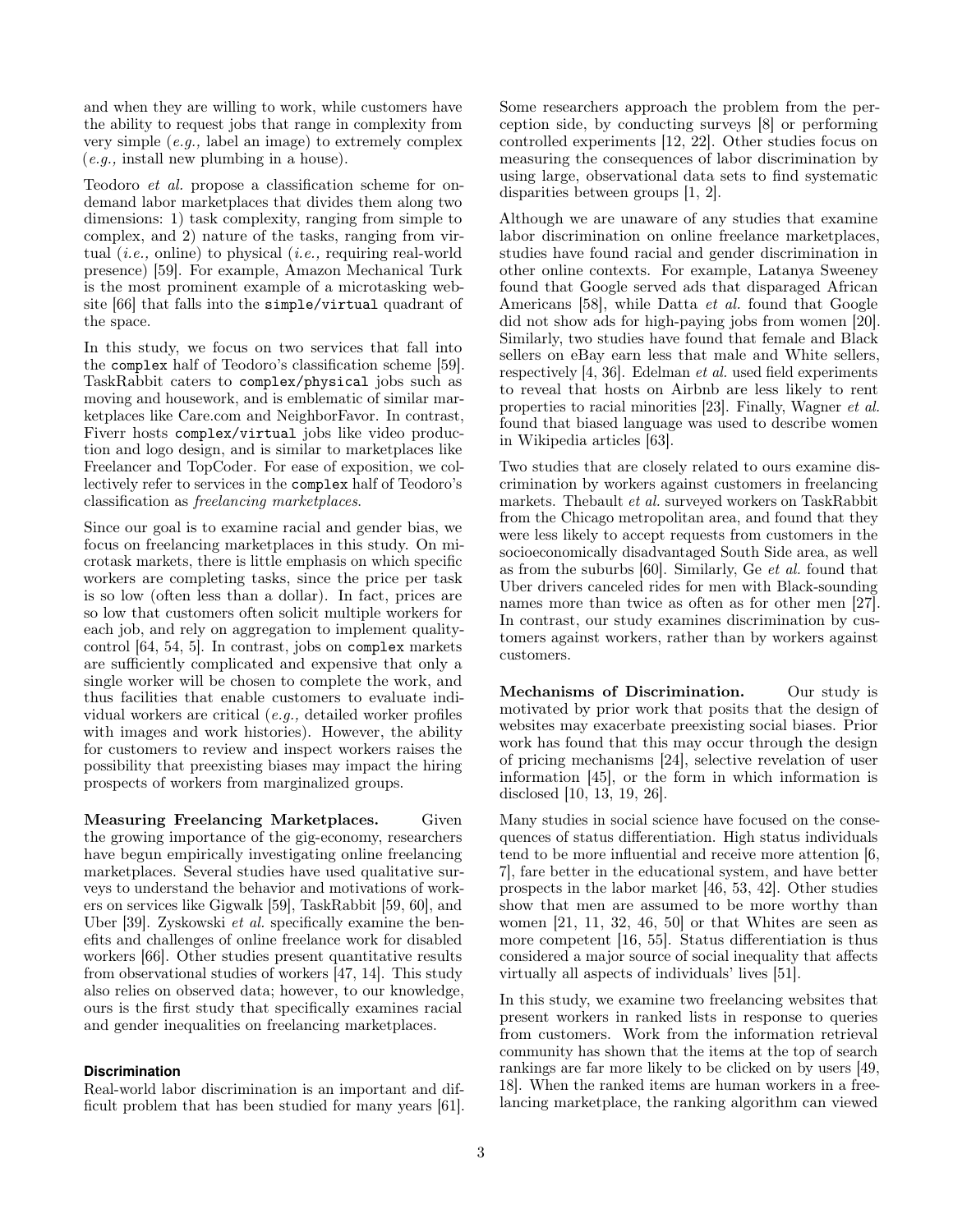and when they are willing to work, while customers have the ability to request jobs that range in complexity from very simple (*e.g.,* label an image) to extremely complex (*e.g.,* install new plumbing in a house).

Teodoro *et al.* propose a classification scheme for on-demand labor marketplaces that divides them along two dimensions: 1) task complexity, ranging from simple to complex, and 2) nature of the tasks, ranging from virtual (*i.e.,* online) to physical (*i.e.,* requiring real-world presence) [59]. For example, Amazon Mechanical Turk is the most prominent example of a microtasking website [66] that falls into the `simple/virtual` quadrant of the space.

In this study, we focus on two services that fall into the `complex` half of Teodoro's classification scheme [59]. TaskRabbit caters to `complex/physical` jobs such as moving and housework, and is emblematic of similar marketplaces like Care.com and NeighborFavor. In contrast, Fiverr hosts `complex/virtual` jobs like video production and logo design, and is similar to marketplaces like Freelancer and TopCoder. For ease of exposition, we collectively refer to services in the `complex` half of Teodoro's classification as *freelancing marketplaces*.

Since our goal is to examine racial and gender bias, we focus on freelancing marketplaces in this study. On microtask markets, there is little emphasis on which specific workers are completing tasks, since the price per task is so low (often less than a dollar). In fact, prices are so low that customers often solicit multiple workers for each job, and rely on aggregation to implement quality-control [64, 54, 5]. In contrast, jobs on `complex` markets are sufficiently complicated and expensive that only a single worker will be chosen to complete the work, and thus facilities that enable customers to evaluate individual workers are critical (*e.g.,* detailed worker profiles with images and work histories). However, the ability for customers to review and inspect workers raises the possibility that preexisting biases may impact the hiring prospects of workers from marginalized groups.

**Measuring Freelancing Marketplaces.** Given the growing importance of the gig-economy, researchers have begun empirically investigating online freelancing marketplaces. Several studies have used qualitative surveys to understand the behavior and motivations of workers on services like Gigwalk [59], TaskRabbit [59, 60], and Uber [39]. Zyskowski *et al.* specifically examine the benefits and challenges of online freelance work for disabled workers [66]. Other studies present quantitative results from observational studies of workers [47, 14]. This study also relies on observed data; however, to our knowledge, ours is the first study that specifically examines racial and gender inequalities on freelancing marketplaces.

### Discrimination

Real-world labor discrimination is an important and difficult problem that has been studied for many years [61]. Some researchers approach the problem from the perception side, by conducting surveys [8] or performing controlled experiments [12, 22]. Other studies focus on measuring the consequences of labor discrimination by using large, observational data sets to find systematic disparities between groups [1, 2].

Although we are unaware of any studies that examine labor discrimination on online freelance marketplaces, studies have found racial and gender discrimination in other online contexts. For example, Latanya Sweeney found that Google served ads that disparaged African Americans [58], while Datta *et al.* found that Google did not show ads for high-paying jobs from women [20]. Similarly, two studies have found that female and Black sellers on eBay earn less that male and White sellers, respectively [4, 36]. Edelman *et al.* used field experiments to reveal that hosts on Airbnb are less likely to rent properties to racial minorities [23]. Finally, Wagner *et al.* found that biased language was used to describe women in Wikipedia articles [63].

Two studies that are closely related to ours examine discrimination by workers against customers in freelancing markets. Thebault *et al.* surveyed workers on TaskRabbit from the Chicago metropolitan area, and found that they were less likely to accept requests from customers in the socioeconomically disadvantaged South Side area, as well as from the suburbs [60]. Similarly, Ge *et al.* found that Uber drivers canceled rides for men with Black-sounding names more than twice as often as for other men [27]. In contrast, our study examines discrimination by customers against workers, rather than by workers against customers.

**Mechanisms of Discrimination.** Our study is motivated by prior work that posits that the design of websites may exacerbate preexisting social biases. Prior work has found that this may occur through the design of pricing mechanisms [24], selective revelation of user information [45], or the form in which information is disclosed [10, 13, 19, 26].

Many studies in social science have focused on the consequences of status differentiation. High status individuals tend to be more influential and receive more attention [6, 7], fare better in the educational system, and have better prospects in the labor market [46, 53, 42]. Other studies show that men are assumed to be more worthy than women [21, 11, 32, 46, 50] or that Whites are seen as more competent [16, 55]. Status differentiation is thus considered a major source of social inequality that affects virtually all aspects of individuals' lives [51].

In this study, we examine two freelancing websites that present workers in ranked lists in response to queries from customers. Work from the information retrieval community has shown that the items at the top of search rankings are far more likely to be clicked on by users [49, 18]. When the ranked items are human workers in a freelancing marketplace, the ranking algorithm can viewed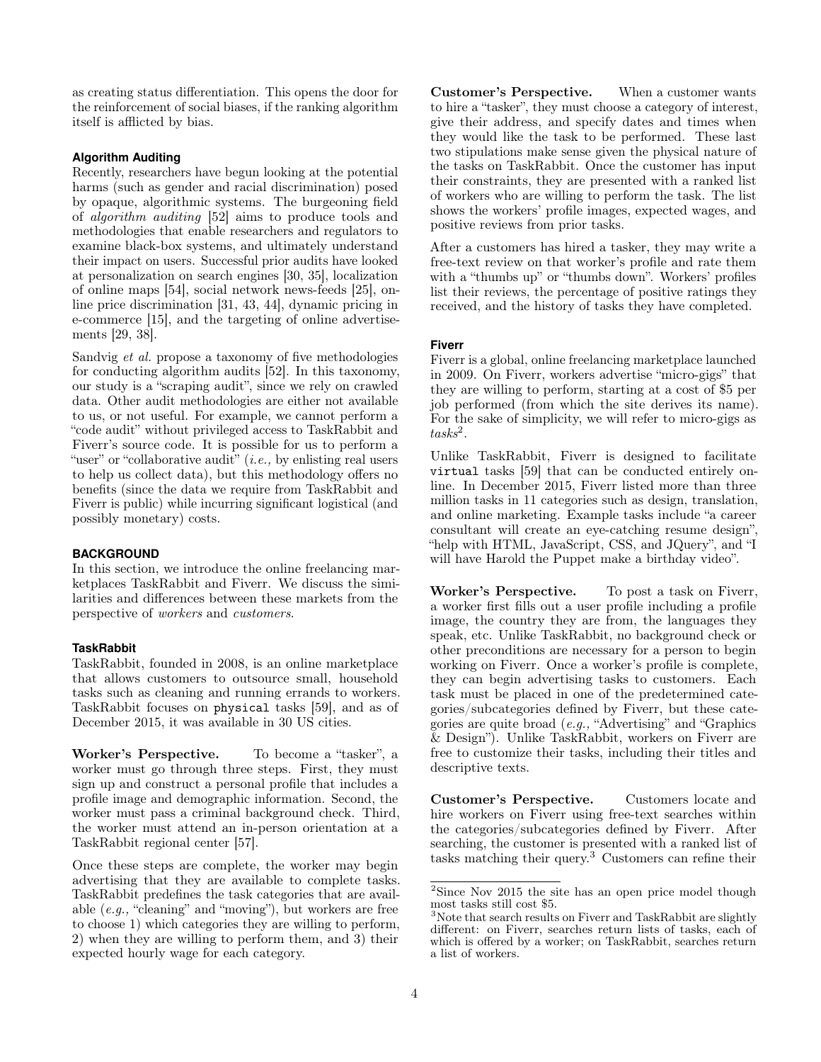as creating status differentiation. This opens the door for the reinforcement of social biases, if the ranking algorithm itself is afflicted by bias.

### Algorithm Auditing

Recently, researchers have begun looking at the potential harms (such as gender and racial discrimination) posed by opaque, algorithmic systems. The burgeoning field of *algorithm auditing* [52] aims to produce tools and methodologies that enable researchers and regulators to examine black-box systems, and ultimately understand their impact on users. Successful prior audits have looked at personalization on search engines [30, 35], localization of online maps [54], social network news-feeds [25], online price discrimination [31, 43, 44], dynamic pricing in e-commerce [15], and the targeting of online advertisements [29, 38].

Sandvig *et al.* propose a taxonomy of five methodologies for conducting algorithm audits [52]. In this taxonomy, our study is a "scraping audit", since we rely on crawled data. Other audit methodologies are either not available to us, or not useful. For example, we cannot perform a "code audit" without privileged access to TaskRabbit and Fiverr's source code. It is possible for us to perform a "user" or "collaborative audit" (*i.e.,* by enlisting real users to help us collect data), but this methodology offers no benefits (since the data we require from TaskRabbit and Fiverr is public) while incurring significant logistical (and possibly monetary) costs.

## BACKGROUND

In this section, we introduce the online freelancing marketplaces TaskRabbit and Fiverr. We discuss the similarities and differences between these markets from the perspective of *workers* and *customers*.

### TaskRabbit

TaskRabbit, founded in 2008, is an online marketplace that allows customers to outsource small, household tasks such as cleaning and running errands to workers. TaskRabbit focuses on `physical` tasks [59], and as of December 2015, it was available in 30 US cities.

**Worker's Perspective.** To become a "tasker", a worker must go through three steps. First, they must sign up and construct a personal profile that includes a profile image and demographic information. Second, the worker must pass a criminal background check. Third, the worker must attend an in-person orientation at a TaskRabbit regional center [57].

Once these steps are complete, the worker may begin advertising that they are available to complete tasks. TaskRabbit predefines the task categories that are available (*e.g.,* "cleaning" and "moving"), but workers are free to choose 1) which categories they are willing to perform, 2) when they are willing to perform them, and 3) their expected hourly wage for each category.

**Customer's Perspective.** When a customer wants to hire a "tasker", they must choose a category of interest, give their address, and specify dates and times when they would like the task to be performed. These last two stipulations make sense given the physical nature of the tasks on TaskRabbit. Once the customer has input their constraints, they are presented with a ranked list of workers who are willing to perform the task. The list shows the workers' profile images, expected wages, and positive reviews from prior tasks.

After a customers has hired a tasker, they may write a free-text review on that worker's profile and rate them with a "thumbs up" or "thumbs down". Workers' profiles list their reviews, the percentage of positive ratings they received, and the history of tasks they have completed.

### Fiverr

Fiverr is a global, online freelancing marketplace launched in 2009. On Fiverr, workers advertise "micro-gigs" that they are willing to perform, starting at a cost of \$5 per job performed (from which the site derives its name). For the sake of simplicity, we will refer to micro-gigs as *tasks*[2].

Unlike TaskRabbit, Fiverr is designed to facilitate `virtual` tasks [59] that can be conducted entirely online. In December 2015, Fiverr listed more than three million tasks in 11 categories such as design, translation, and online marketing. Example tasks include "a career consultant will create an eye-catching resume design", "help with HTML, JavaScript, CSS, and JQuery", and "I will have Harold the Puppet make a birthday video".

**Worker's Perspective.** To post a task on Fiverr, a worker first fills out a user profile including a profile image, the country they are from, the languages they speak, etc. Unlike TaskRabbit, no background check or other preconditions are necessary for a person to begin working on Fiverr. Once a worker's profile is complete, they can begin advertising tasks to customers. Each task must be placed in one of the predetermined categories/subcategories defined by Fiverr, but these categories are quite broad (*e.g.,* "Advertising" and "Graphics & Design"). Unlike TaskRabbit, workers on Fiverr are free to customize their tasks, including their titles and descriptive texts.

**Customer's Perspective.** Customers locate and hire workers on Fiverr using free-text searches within the categories/subcategories defined by Fiverr. After searching, the customer is presented with a ranked list of tasks matching their query.[3] Customers can refine their

[2]Since Nov 2015 the site has an open price model though most tasks still cost \$5.

[3]Note that search results on Fiverr and TaskRabbit are slightly different: on Fiverr, searches return lists of tasks, each of which is offered by a worker; on TaskRabbit, searches return a list of workers.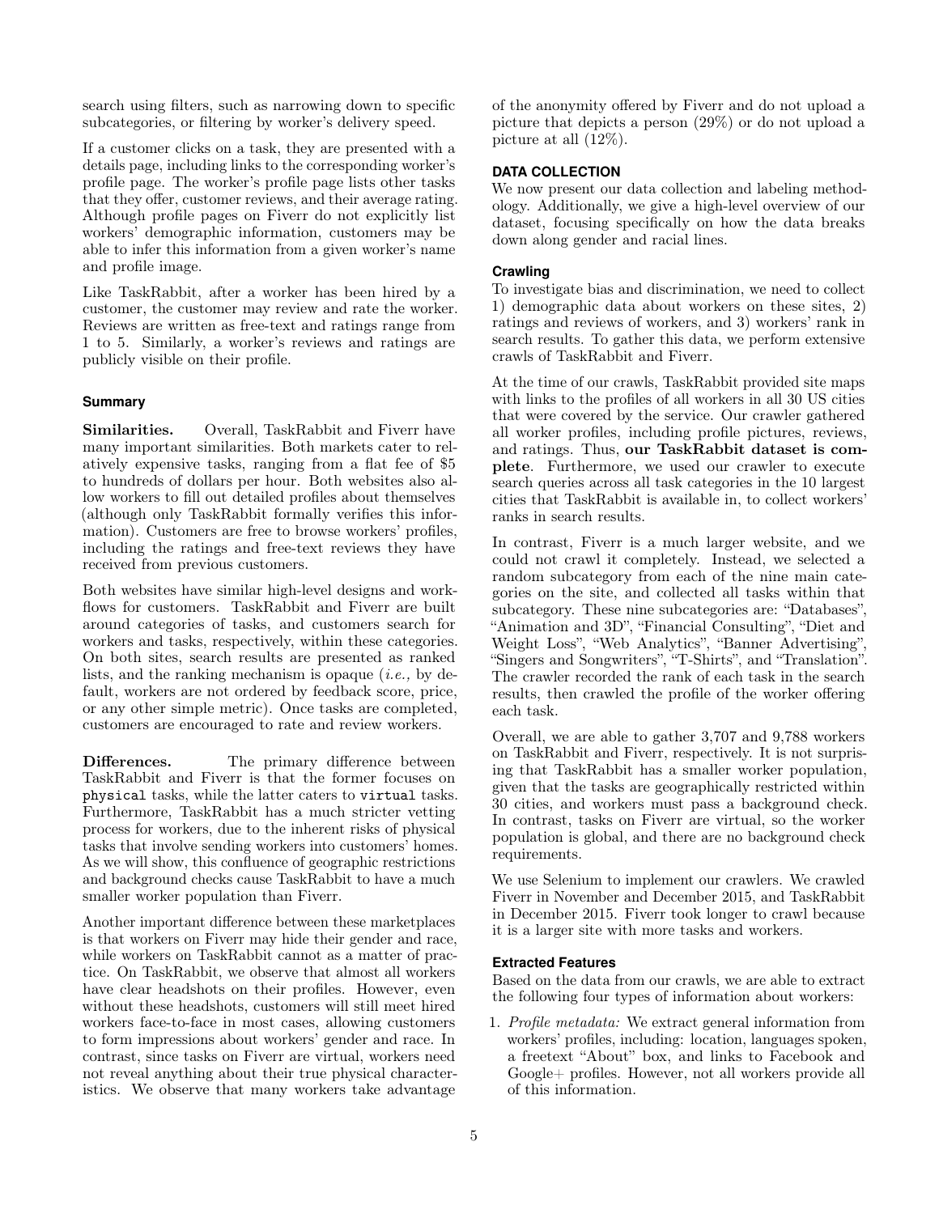search using filters, such as narrowing down to specific subcategories, or filtering by worker's delivery speed.

If a customer clicks on a task, they are presented with a details page, including links to the corresponding worker's profile page. The worker's profile page lists other tasks that they offer, customer reviews, and their average rating. Although profile pages on Fiverr do not explicitly list workers' demographic information, customers may be able to infer this information from a given worker's name and profile image.

Like TaskRabbit, after a worker has been hired by a customer, the customer may review and rate the worker. Reviews are written as free-text and ratings range from 1 to 5. Similarly, a worker's reviews and ratings are publicly visible on their profile.

### Summary

**Similarities.** Overall, TaskRabbit and Fiverr have many important similarities. Both markets cater to relatively expensive tasks, ranging from a flat fee of \$5 to hundreds of dollars per hour. Both websites also allow workers to fill out detailed profiles about themselves (although only TaskRabbit formally verifies this information). Customers are free to browse workers' profiles, including the ratings and free-text reviews they have received from previous customers.

Both websites have similar high-level designs and workflows for customers. TaskRabbit and Fiverr are built around categories of tasks, and customers search for workers and tasks, respectively, within these categories. On both sites, search results are presented as ranked lists, and the ranking mechanism is opaque (*i.e.,* by default, workers are not ordered by feedback score, price, or any other simple metric). Once tasks are completed, customers are encouraged to rate and review workers.

**Differences.** The primary difference between TaskRabbit and Fiverr is that the former focuses on `physical` tasks, while the latter caters to `virtual` tasks. Furthermore, TaskRabbit has a much stricter vetting process for workers, due to the inherent risks of physical tasks that involve sending workers into customers' homes. As we will show, this confluence of geographic restrictions and background checks cause TaskRabbit to have a much smaller worker population than Fiverr.

Another important difference between these marketplaces is that workers on Fiverr may hide their gender and race, while workers on TaskRabbit cannot as a matter of practice. On TaskRabbit, we observe that almost all workers have clear headshots on their profiles. However, even without these headshots, customers will still meet hired workers face-to-face in most cases, allowing customers to form impressions about workers' gender and race. In contrast, since tasks on Fiverr are virtual, workers need not reveal anything about their true physical characteristics. We observe that many workers take advantage of the anonymity offered by Fiverr and do not upload a picture that depicts a person (29%) or do not upload a picture at all (12%).

## DATA COLLECTION

We now present our data collection and labeling methodology. Additionally, we give a high-level overview of our dataset, focusing specifically on how the data breaks down along gender and racial lines.

### Crawling

To investigate bias and discrimination, we need to collect 1) demographic data about workers on these sites, 2) ratings and reviews of workers, and 3) workers' rank in search results. To gather this data, we perform extensive crawls of TaskRabbit and Fiverr.

At the time of our crawls, TaskRabbit provided site maps with links to the profiles of all workers in all 30 US cities that were covered by the service. Our crawler gathered all worker profiles, including profile pictures, reviews, and ratings. Thus, **our TaskRabbit dataset is complete**. Furthermore, we used our crawler to execute search queries across all task categories in the 10 largest cities that TaskRabbit is available in, to collect workers' ranks in search results.

In contrast, Fiverr is a much larger website, and we could not crawl it completely. Instead, we selected a random subcategory from each of the nine main categories on the site, and collected all tasks within that subcategory. These nine subcategories are: "Databases", "Animation and 3D", "Financial Consulting", "Diet and Weight Loss", "Web Analytics", "Banner Advertising", "Singers and Songwriters", "T-Shirts", and "Translation". The crawler recorded the rank of each task in the search results, then crawled the profile of the worker offering each task.

Overall, we are able to gather 3,707 and 9,788 workers on TaskRabbit and Fiverr, respectively. It is not surprising that TaskRabbit has a smaller worker population, given that the tasks are geographically restricted within 30 cities, and workers must pass a background check. In contrast, tasks on Fiverr are virtual, so the worker population is global, and there are no background check requirements.

We use Selenium to implement our crawlers. We crawled Fiverr in November and December 2015, and TaskRabbit in December 2015. Fiverr took longer to crawl because it is a larger site with more tasks and workers.

### Extracted Features

Based on the data from our crawls, we are able to extract the following four types of information about workers:

1. *Profile metadata:* We extract general information from workers' profiles, including: location, languages spoken, a freetext "About" box, and links to Facebook and Google+ profiles. However, not all workers provide all of this information.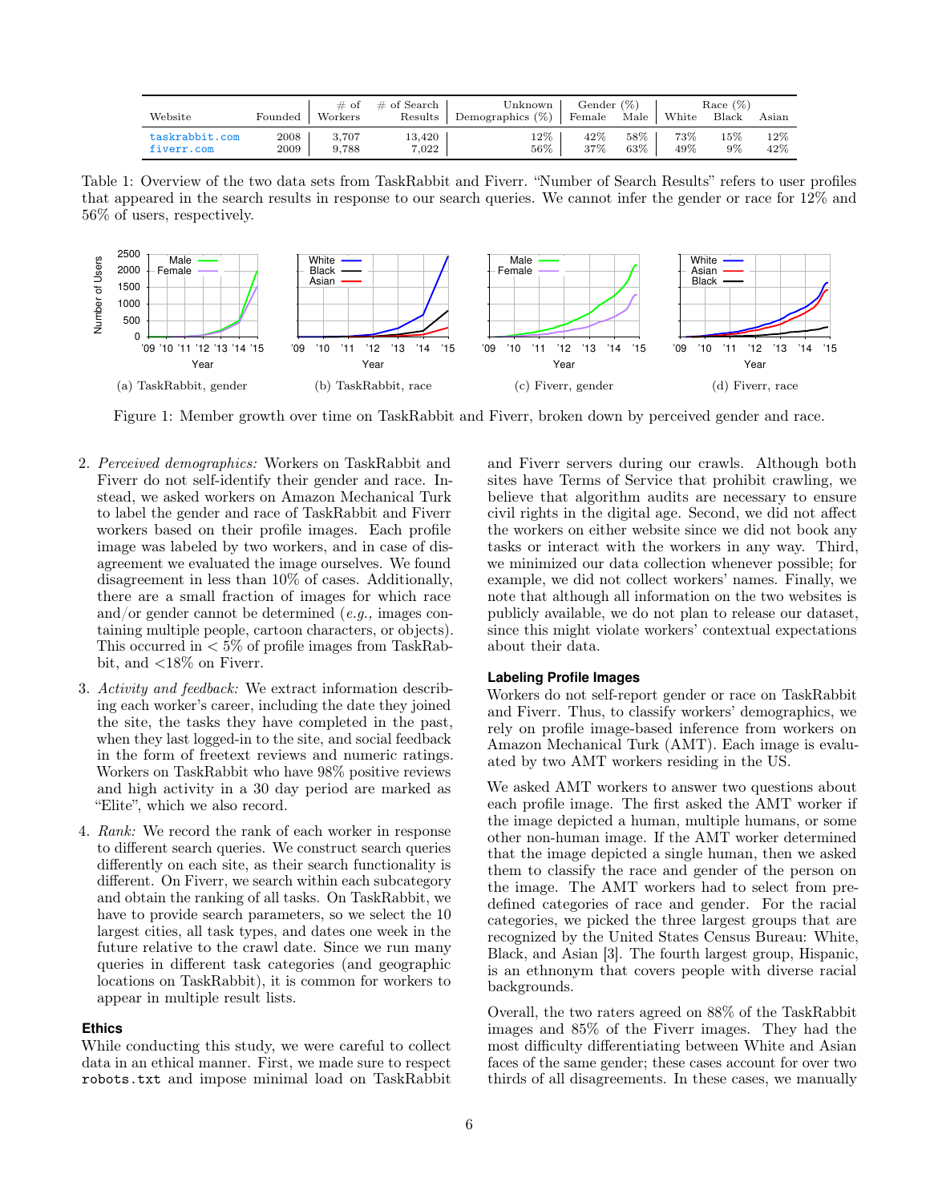| Website | Founded | # of Workers | # of Search Results | Unknown Demographics (%) | Gender (%) | | Race (%) | | |
|---|---|---|---|---|---|---|---|---|---|
| | | | | | Female | Male | White | Black | Asian |
| taskrabbit.com | 2008 | 3,707 | 13,420 | 12% | 42% | 58% | 73% | 15% | 12% |
| fiverr.com | 2009 | 9,788 | 7,022 | 56% | 37% | 63% | 49% | 9% | 42% |

Table 1: Overview of the two data sets from TaskRabbit and Fiverr. "Number of Search Results" refers to user profiles that appeared in the search results in response to our search queries. We cannot infer the gender or race for 12% and 56% of users, respectively.

Number of Users
2500
2000
1500
1000
500
0
'09 '10 '11 '12 '13 '14 '15
Year
Male
Female
(a) TaskRabbit, gender

White
Black
Asian
'09 '10 '11 '12 '13 '14 '15
Year
(b) TaskRabbit, race

Male
Female
'09 '10 '11 '12 '13 '14 '15
Year
(c) Fiverr, gender

White
Asian
Black
'09 '10 '11 '12 '13 '14 '15
Year
(d) Fiverr, race

Figure 1: Member growth over time on TaskRabbit and Fiverr, broken down by perceived gender and race.

2. *Perceived demographics:* Workers on TaskRabbit and Fiverr do not self-identify their gender and race. Instead, we asked workers on Amazon Mechanical Turk to label the gender and race of TaskRabbit and Fiverr workers based on their profile images. Each profile image was labeled by two workers, and in case of disagreement we evaluated the image ourselves. We found disagreement in less than 10% of cases. Additionally, there are a small fraction of images for which race and/or gender cannot be determined (*e.g.,* images containing multiple people, cartoon characters, or objects). This occurred in < 5% of profile images from TaskRabbit, and <18% on Fiverr.

3. *Activity and feedback:* We extract information describing each worker's career, including the date they joined the site, the tasks they have completed in the past, when they last logged-in to the site, and social feedback in the form of freetext reviews and numeric ratings. Workers on TaskRabbit who have 98% positive reviews and high activity in a 30 day period are marked as "Elite", which we also record.

4. *Rank:* We record the rank of each worker in response to different search queries. We construct search queries differently on each site, as their search functionality is different. On Fiverr, we search within each subcategory and obtain the ranking of all tasks. On TaskRabbit, we have to provide search parameters, so we select the 10 largest cities, all task types, and dates one week in the future relative to the crawl date. Since we run many queries in different task categories (and geographic locations on TaskRabbit), it is common for workers to appear in multiple result lists.

### Ethics

While conducting this study, we were careful to collect data in an ethical manner. First, we made sure to respect `robots.txt` and impose minimal load on TaskRabbit and Fiverr servers during our crawls. Although both sites have Terms of Service that prohibit crawling, we believe that algorithm audits are necessary to ensure civil rights in the digital age. Second, we did not affect the workers on either website since we did not book any tasks or interact with the workers in any way. Third, we minimized our data collection whenever possible; for example, we did not collect workers' names. Finally, we note that although all information on the two websites is publicly available, we do not plan to release our dataset, since this might violate workers' contextual expectations about their data.

### Labeling Profile Images

Workers do not self-report gender or race on TaskRabbit and Fiverr. Thus, to classify workers' demographics, we rely on profile image-based inference from workers on Amazon Mechanical Turk (AMT). Each image is evaluated by two AMT workers residing in the US.

We asked AMT workers to answer two questions about each profile image. The first asked the AMT worker if the image depicted a human, multiple humans, or some other non-human image. If the AMT worker determined that the image depicted a single human, then we asked them to classify the race and gender of the person on the image. The AMT workers had to select from predefined categories of race and gender. For the racial categories, we picked the three largest groups that are recognized by the United States Census Bureau: White, Black, and Asian [3]. The fourth largest group, Hispanic, is an ethnonym that covers people with diverse racial backgrounds.

Overall, the two raters agreed on 88% of the TaskRabbit images and 85% of the Fiverr images. They had the most difficulty differentiating between White and Asian faces of the same gender; these cases account for over two thirds of all disagreements. In these cases, we manually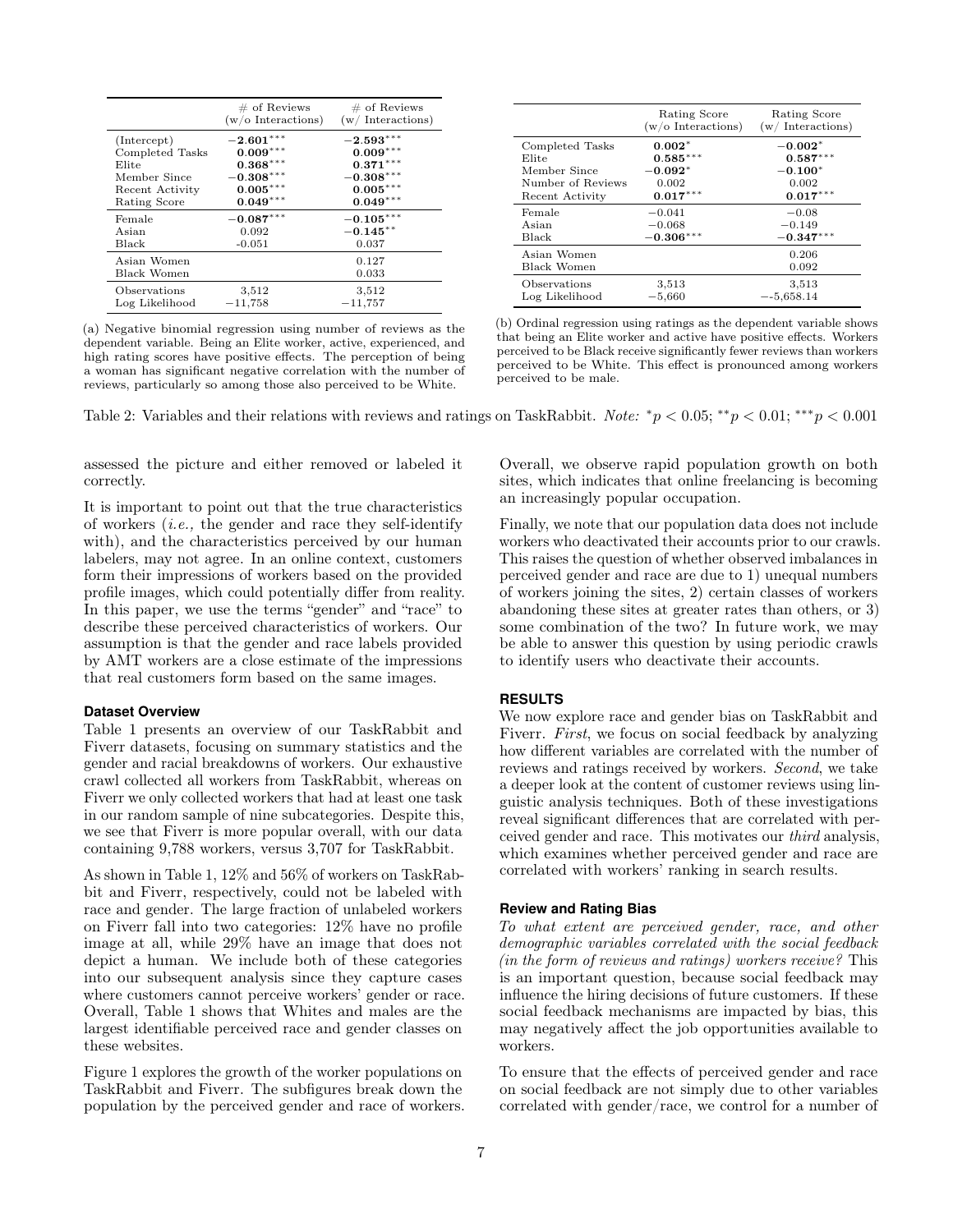|  | # of Reviews (w/o Interactions) | # of Reviews (w/ Interactions) |
|---|---|---|
| (Intercept) | $-\mathbf{2.601}^{***}$ | $-\mathbf{2.593}^{***}$ |
| Completed Tasks | $\mathbf{0.009}^{***}$ | $\mathbf{0.009}^{***}$ |
| Elite | $\mathbf{0.368}^{***}$ | $\mathbf{0.371}^{***}$ |
| Member Since | $-\mathbf{0.308}^{***}$ | $-\mathbf{0.308}^{***}$ |
| Recent Activity | $\mathbf{0.005}^{***}$ | $\mathbf{0.005}^{***}$ |
| Rating Score | $\mathbf{0.049}^{***}$ | $\mathbf{0.049}^{***}$ |
| Female | $-\mathbf{0.087}^{***}$ | $-\mathbf{0.105}^{***}$ |
| Asian | 0.092 | $-\mathbf{0.145}^{**}$ |
| Black | -0.051 | 0.037 |
| Asian Women |  | 0.127 |
| Black Women |  | 0.033 |
| Observations | 3,512 | 3,512 |
| Log Likelihood | −11,758 | −11,757 |

(a) Negative binomial regression using number of reviews as the dependent variable. Being an Elite worker, active, experienced, and high rating scores have positive effects. The perception of being a woman has significant negative correlation with the number of reviews, particularly so among those also perceived to be White.

|  | Rating Score (w/o Interactions) | Rating Score (w/ Interactions) |
|---|---|---|
| Completed Tasks | $\mathbf{0.002}^{*}$ | $-\mathbf{0.002}^{*}$ |
| Elite | $\mathbf{0.585}^{***}$ | $\mathbf{0.587}^{***}$ |
| Member Since | $-\mathbf{0.092}^{*}$ | $-\mathbf{0.100}^{*}$ |
| Number of Reviews | 0.002 | 0.002 |
| Recent Activity | $\mathbf{0.017}^{***}$ | $\mathbf{0.017}^{***}$ |
| Female | −0.041 | −0.08 |
| Asian | −0.068 | −0.149 |
| Black | $-\mathbf{0.306}^{***}$ | $-\mathbf{0.347}^{***}$ |
| Asian Women |  | 0.206 |
| Black Women |  | 0.092 |
| Observations | 3,513 | 3,513 |
| Log Likelihood | −5,660 | −-5,658.14 |

(b) Ordinal regression using ratings as the dependent variable shows that being an Elite worker and active have positive effects. Workers perceived to be Black receive significantly fewer reviews than workers perceived to be White. This effect is pronounced among workers perceived to be male.

Table 2: Variables and their relations with reviews and ratings on TaskRabbit. *Note:* $^{*}p < 0.05$; $^{**}p < 0.01$; $^{***}p < 0.001$

assessed the picture and either removed or labeled it correctly.

It is important to point out that the true characteristics of workers (*i.e.,* the gender and race they self-identify with), and the characteristics perceived by our human labelers, may not agree. In an online context, customers form their impressions of workers based on the provided profile images, which could potentially differ from reality. In this paper, we use the terms "gender" and "race" to describe these perceived characteristics of workers. Our assumption is that the gender and race labels provided by AMT workers are a close estimate of the impressions that real customers form based on the same images.

### Dataset Overview

Table 1 presents an overview of our TaskRabbit and Fiverr datasets, focusing on summary statistics and the gender and racial breakdowns of workers. Our exhaustive crawl collected all workers from TaskRabbit, whereas on Fiverr we only collected workers that had at least one task in our random sample of nine subcategories. Despite this, we see that Fiverr is more popular overall, with our data containing 9,788 workers, versus 3,707 for TaskRabbit.

As shown in Table 1, 12% and 56% of workers on TaskRabbit and Fiverr, respectively, could not be labeled with race and gender. The large fraction of unlabeled workers on Fiverr fall into two categories: 12% have no profile image at all, while 29% have an image that does not depict a human. We include both of these categories into our subsequent analysis since they capture cases where customers cannot perceive workers' gender or race. Overall, Table 1 shows that Whites and males are the largest identifiable perceived race and gender classes on these websites.

Figure 1 explores the growth of the worker populations on TaskRabbit and Fiverr. The subfigures break down the population by the perceived gender and race of workers. Overall, we observe rapid population growth on both sites, which indicates that online freelancing is becoming an increasingly popular occupation.

Finally, we note that our population data does not include workers who deactivated their accounts prior to our crawls. This raises the question of whether observed imbalances in perceived gender and race are due to 1) unequal numbers of workers joining the sites, 2) certain classes of workers abandoning these sites at greater rates than others, or 3) some combination of the two? In future work, we may be able to answer this question by using periodic crawls to identify users who deactivate their accounts.

## RESULTS

We now explore race and gender bias on TaskRabbit and Fiverr. *First*, we focus on social feedback by analyzing how different variables are correlated with the number of reviews and ratings received by workers. *Second*, we take a deeper look at the content of customer reviews using linguistic analysis techniques. Both of these investigations reveal significant differences that are correlated with perceived gender and race. This motivates our *third* analysis, which examines whether perceived gender and race are correlated with workers' ranking in search results.

### Review and Rating Bias

*To what extent are perceived gender, race, and other demographic variables correlated with the social feedback (in the form of reviews and ratings) workers receive?* This is an important question, because social feedback may influence the hiring decisions of future customers. If these social feedback mechanisms are impacted by bias, this may negatively affect the job opportunities available to workers.

To ensure that the effects of perceived gender and race on social feedback are not simply due to other variables correlated with gender/race, we control for a number of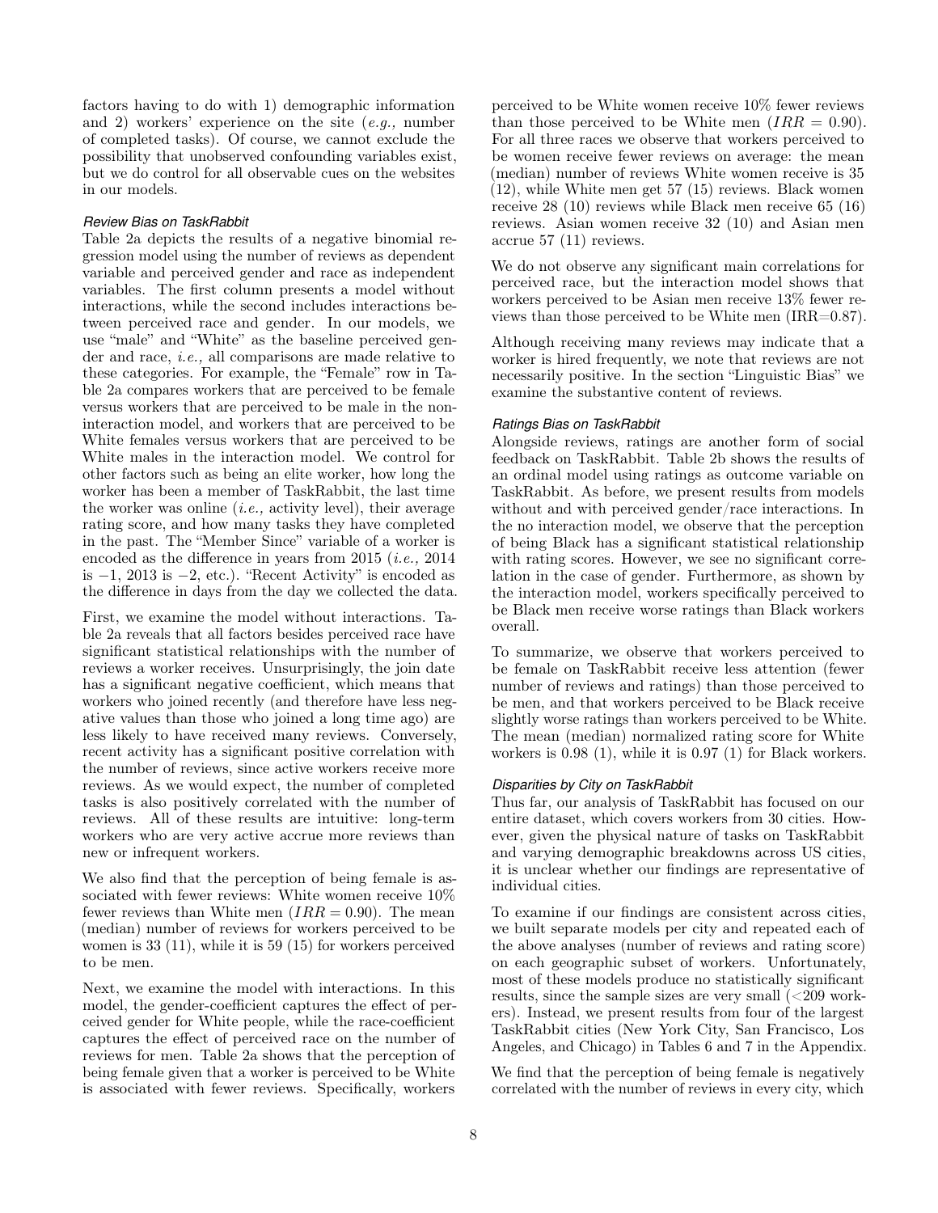factors having to do with 1) demographic information and 2) workers' experience on the site (*e.g.,* number of completed tasks). Of course, we cannot exclude the possibility that unobserved confounding variables exist, but we do control for all observable cues on the websites in our models.

#### *Review Bias on TaskRabbit*

Table 2a depicts the results of a negative binomial regression model using the number of reviews as dependent variable and perceived gender and race as independent variables. The first column presents a model without interactions, while the second includes interactions between perceived race and gender. In our models, we use "male" and "White" as the baseline perceived gender and race, *i.e.,* all comparisons are made relative to these categories. For example, the "Female" row in Table 2a compares workers that are perceived to be female versus workers that are perceived to be male in the non-interaction model, and workers that are perceived to be White females versus workers that are perceived to be White males in the interaction model. We control for other factors such as being an elite worker, how long the worker has been a member of TaskRabbit, the last time the worker was online (*i.e.,* activity level), their average rating score, and how many tasks they have completed in the past. The "Member Since" variable of a worker is encoded as the difference in years from 2015 (*i.e.,* 2014 is $-1$, 2013 is $-2$, etc.). "Recent Activity" is encoded as the difference in days from the day we collected the data.

First, we examine the model without interactions. Table 2a reveals that all factors besides perceived race have significant statistical relationships with the number of reviews a worker receives. Unsurprisingly, the join date has a significant negative coefficient, which means that workers who joined recently (and therefore have less negative values than those who joined a long time ago) are less likely to have received many reviews. Conversely, recent activity has a significant positive correlation with the number of reviews, since active workers receive more reviews. As we would expect, the number of completed tasks is also positively correlated with the number of reviews. All of these results are intuitive: long-term workers who are very active accrue more reviews than new or infrequent workers.

We also find that the perception of being female is associated with fewer reviews: White women receive 10% fewer reviews than White men ($IRR = 0.90$). The mean (median) number of reviews for workers perceived to be women is 33 (11), while it is 59 (15) for workers perceived to be men.

Next, we examine the model with interactions. In this model, the gender-coefficient captures the effect of perceived gender for White people, while the race-coefficient captures the effect of perceived race on the number of reviews for men. Table 2a shows that the perception of being female given that a worker is perceived to be White is associated with fewer reviews. Specifically, workers perceived to be White women receive 10% fewer reviews than those perceived to be White men ($IRR = 0.90$). For all three races we observe that workers perceived to be women receive fewer reviews on average: the mean (median) number of reviews White women receive is 35 (12), while White men get 57 (15) reviews. Black women receive 28 (10) reviews while Black men receive 65 (16) reviews. Asian women receive 32 (10) and Asian men accrue 57 (11) reviews.

We do not observe any significant main correlations for perceived race, but the interaction model shows that workers perceived to be Asian men receive 13% fewer reviews than those perceived to be White men (IRR=0.87).

Although receiving many reviews may indicate that a worker is hired frequently, we note that reviews are not necessarily positive. In the section "Linguistic Bias" we examine the substantive content of reviews.

#### *Ratings Bias on TaskRabbit*

Alongside reviews, ratings are another form of social feedback on TaskRabbit. Table 2b shows the results of an ordinal model using ratings as outcome variable on TaskRabbit. As before, we present results from models without and with perceived gender/race interactions. In the no interaction model, we observe that the perception of being Black has a significant statistical relationship with rating scores. However, we see no significant correlation in the case of gender. Furthermore, as shown by the interaction model, workers specifically perceived to be Black men receive worse ratings than Black workers overall.

To summarize, we observe that workers perceived to be female on TaskRabbit receive less attention (fewer number of reviews and ratings) than those perceived to be men, and that workers perceived to be Black receive slightly worse ratings than workers perceived to be White. The mean (median) normalized rating score for White workers is 0.98 (1), while it is 0.97 (1) for Black workers.

#### *Disparities by City on TaskRabbit*

Thus far, our analysis of TaskRabbit has focused on our entire dataset, which covers workers from 30 cities. However, given the physical nature of tasks on TaskRabbit and varying demographic breakdowns across US cities, it is unclear whether our findings are representative of individual cities.

To examine if our findings are consistent across cities, we built separate models per city and repeated each of the above analyses (number of reviews and rating score) on each geographic subset of workers. Unfortunately, most of these models produce no statistically significant results, since the sample sizes are very small (<209 workers). Instead, we present results from four of the largest TaskRabbit cities (New York City, San Francisco, Los Angeles, and Chicago) in Tables 6 and 7 in the Appendix.

We find that the perception of being female is negatively correlated with the number of reviews in every city, which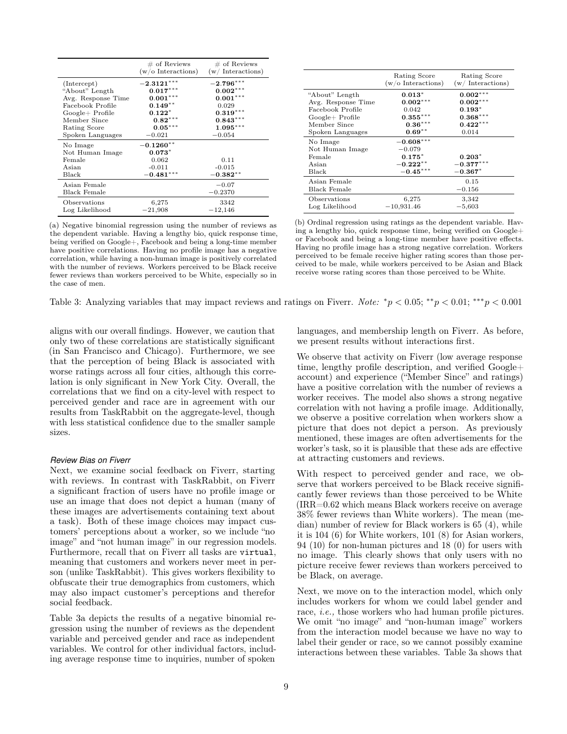| | # of Reviews (w/o Interactions) | # of Reviews (w/ Interactions) |
|---|---|---|
| (Intercept) | **−2.3121*****  | **−2.796***** |
| "About" Length | **0.017***** | **0.002***** |
| Avg. Response Time | **0.001***** | **0.001***** |
| Facebook Profile | **0.149**** | 0.029 |
| Google+ Profile | **0.122*** | **0.319***** |
| Member Since | **0.82***** | **0.843***** |
| Rating Score | **0.05***** | **1.095***** |
| Spoken Languages | −0.021 | −0.054 |
| No Image | **−0.1260**** | |
| Not Human Image | **0.073*** | |
| Female | 0.062 | 0.11 |
| Asian | -0.011 | -0.015 |
| Black | **−0.481***** | **−0.382**** |
| Asian Female | | −0.07 |
| Black Female | | −0.2370 |
| Observations | 6,275 | 3342 |
| Log Likelihood | −21,908 | −12,146 |

(a) Negative binomial regression using the number of reviews as the dependent variable. Having a lengthy bio, quick response time, being verified on Google+, Facebook and being a long-time member have positive correlations. Having no profile image has a negative correlation, while having a non-human image is positively correlated with the number of reviews. Workers perceived to be Black receive fewer reviews than workers perceived to be White, especially so in the case of men.

| | Rating Score (w/o Interactions) | Rating Score (w/ Interactions) |
|---|---|---|
| "About" Length | **0.013*** | **0.002***** |
| Avg. Response Time | **0.002***** | **0.002***** |
| Facebook Profile | 0.042 | **0.193*** |
| Google+ Profile | **0.355***** | **0.368***** |
| Member Since | **0.36***** | **0.422***** |
| Spoken Languages | **0.69**** | 0.014 |
| No Image | **−0.608***** | |
| Not Human Image | −0.079 | |
| Female | **0.175*** | **0.203*** |
| Asian | **−0.222**** | **−0.377***** |
| Black | **−0.45***** | **−0.367*** |
| Asian Female | | 0.15 |
| Black Female | | −0.156 |
| Observations | 6,275 | 3,342 |
| Log Likelihood | −10,931.46 | −5,603 |

(b) Ordinal regression using ratings as the dependent variable. Having a lengthy bio, quick response time, being verified on Google+ or Facebook and being a long-time member have positive effects. Having no profile image has a strong negative correlation. Workers perceived to be female receive higher rating scores than those perceived to be male, while workers perceived to be Asian and Black receive worse rating scores than those perceived to be White.

Table 3: Analyzing variables that may impact reviews and ratings on Fiverr. *Note:* $^{*}p < 0.05$; $^{**}p < 0.01$; $^{***}p < 0.001$

aligns with our overall findings. However, we caution that only two of these correlations are statistically significant (in San Francisco and Chicago). Furthermore, we see that the perception of being Black is associated with worse ratings across all four cities, although this correlation is only significant in New York City. Overall, the correlations that we find on a city-level with respect to perceived gender and race are in agreement with our results from TaskRabbit on the aggregate-level, though with less statistical confidence due to the smaller sample sizes.

### *Review Bias on Fiverr*

Next, we examine social feedback on Fiverr, starting with reviews. In contrast with TaskRabbit, on Fiverr a significant fraction of users have no profile image or use an image that does not depict a human (many of these images are advertisements containing text about a task). Both of these image choices may impact customers' perceptions about a worker, so we include "no image" and "not human image" in our regression models. Furthermore, recall that on Fiverr all tasks are `virtual`, meaning that customers and workers never meet in person (unlike TaskRabbit). This gives workers flexibility to obfuscate their true demographics from customers, which may also impact customer's perceptions and therefor social feedback.

Table 3a depicts the results of a negative binomial regression using the number of reviews as the dependent variable and perceived gender and race as independent variables. We control for other individual factors, including average response time to inquiries, number of spoken languages, and membership length on Fiverr. As before, we present results without interactions first.

We observe that activity on Fiverr (low average response time, lengthy profile description, and verified Google+ account) and experience ("Member Since" and ratings) have a positive correlation with the number of reviews a worker receives. The model also shows a strong negative correlation with not having a profile image. Additionally, we observe a positive correlation when workers show a picture that does not depict a person. As previously mentioned, these images are often advertisements for the worker's task, so it is plausible that these ads are effective at attracting customers and reviews.

With respect to perceived gender and race, we observe that workers perceived to be Black receive significantly fewer reviews than those perceived to be White (IRR=0.62 which means Black workers receive on average 38% fewer reviews than White workers). The mean (median) number of review for Black workers is 65 (4), while it is 104 (6) for White workers, 101 (8) for Asian workers, 94 (10) for non-human pictures and 18 (0) for users with no image. This clearly shows that only users with no picture receive fewer reviews than workers perceived to be Black, on average.

Next, we move on to the interaction model, which only includes workers for whom we could label gender and race, *i.e.,* those workers who had human profile pictures. We omit "no image" and "non-human image" workers from the interaction model because we have no way to label their gender or race, so we cannot possibly examine interactions between these variables. Table 3a shows that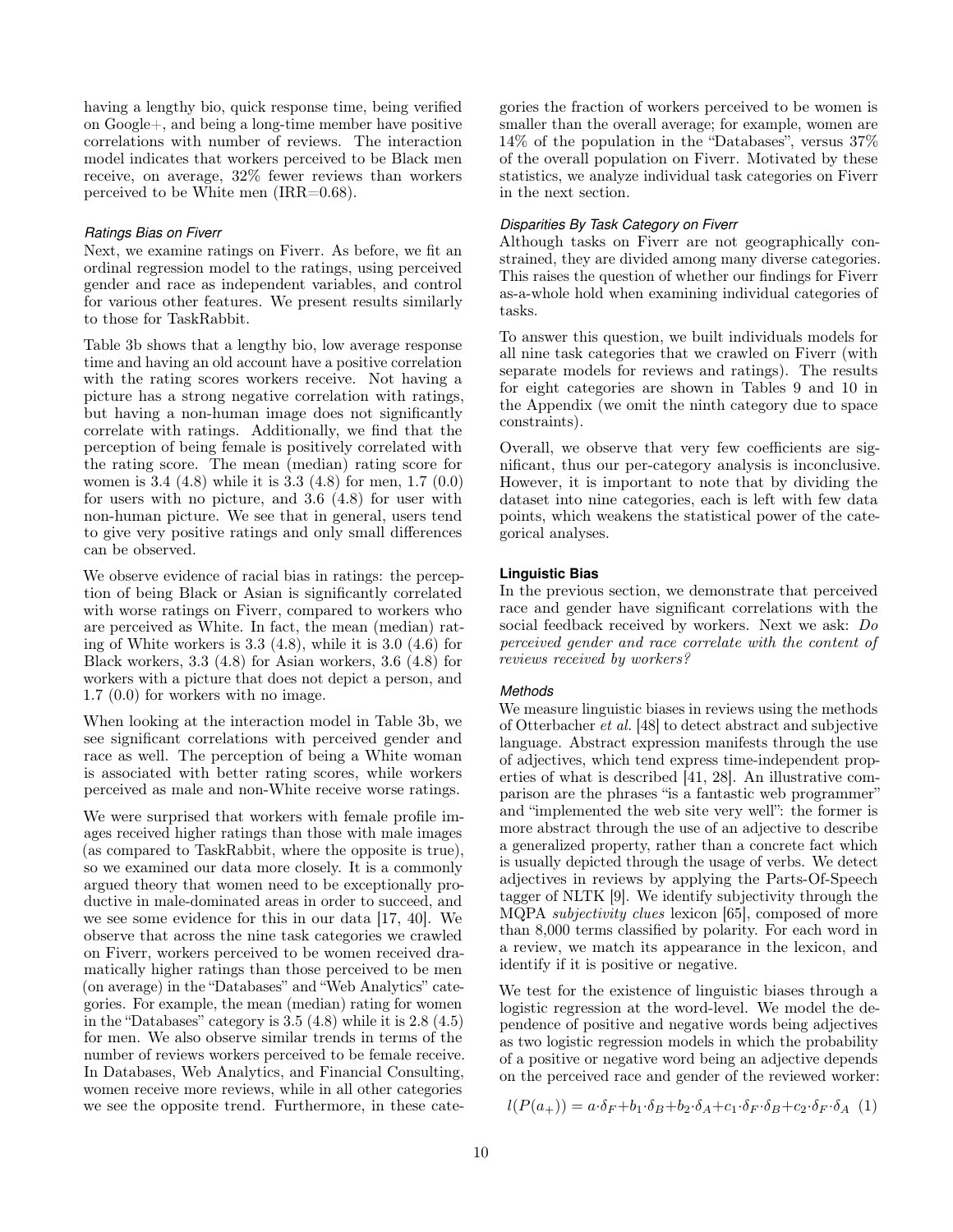having a lengthy bio, quick response time, being verified on Google+, and being a long-time member have positive correlations with number of reviews. The interaction model indicates that workers perceived to be Black men receive, on average, 32% fewer reviews than workers perceived to be White men (IRR=0.68).

#### *Ratings Bias on Fiverr*

Next, we examine ratings on Fiverr. As before, we fit an ordinal regression model to the ratings, using perceived gender and race as independent variables, and control for various other features. We present results similarly to those for TaskRabbit.

Table 3b shows that a lengthy bio, low average response time and having an old account have a positive correlation with the rating scores workers receive. Not having a picture has a strong negative correlation with ratings, but having a non-human image does not significantly correlate with ratings. Additionally, we find that the perception of being female is positively correlated with the rating score. The mean (median) rating score for women is 3.4 (4.8) while it is 3.3 (4.8) for men, 1.7 (0.0) for users with no picture, and 3.6 (4.8) for user with non-human picture. We see that in general, users tend to give very positive ratings and only small differences can be observed.

We observe evidence of racial bias in ratings: the perception of being Black or Asian is significantly correlated with worse ratings on Fiverr, compared to workers who are perceived as White. In fact, the mean (median) rating of White workers is 3.3 (4.8), while it is 3.0 (4.6) for Black workers, 3.3 (4.8) for Asian workers, 3.6 (4.8) for workers with a picture that does not depict a person, and 1.7 (0.0) for workers with no image.

When looking at the interaction model in Table 3b, we see significant correlations with perceived gender and race as well. The perception of being a White woman is associated with better rating scores, while workers perceived as male and non-White receive worse ratings.

We were surprised that workers with female profile images received higher ratings than those with male images (as compared to TaskRabbit, where the opposite is true), so we examined our data more closely. It is a commonly argued theory that women need to be exceptionally productive in male-dominated areas in order to succeed, and we see some evidence for this in our data [17, 40]. We observe that across the nine task categories we crawled on Fiverr, workers perceived to be women received dramatically higher ratings than those perceived to be men (on average) in the "Databases" and "Web Analytics" categories. For example, the mean (median) rating for women in the "Databases" category is 3.5 (4.8) while it is 2.8 (4.5) for men. We also observe similar trends in terms of the number of reviews workers perceived to be female receive. In Databases, Web Analytics, and Financial Consulting, women receive more reviews, while in all other categories we see the opposite trend. Furthermore, in these categories the fraction of workers perceived to be women is smaller than the overall average; for example, women are 14% of the population in the "Databases", versus 37% of the overall population on Fiverr. Motivated by these statistics, we analyze individual task categories on Fiverr in the next section.

#### *Disparities By Task Category on Fiverr*

Although tasks on Fiverr are not geographically constrained, they are divided among many diverse categories. This raises the question of whether our findings for Fiverr as-a-whole hold when examining individual categories of tasks.

To answer this question, we built individuals models for all nine task categories that we crawled on Fiverr (with separate models for reviews and ratings). The results for eight categories are shown in Tables 9 and 10 in the Appendix (we omit the ninth category due to space constraints).

Overall, we observe that very few coefficients are significant, thus our per-category analysis is inconclusive. However, it is important to note that by dividing the dataset into nine categories, each is left with few data points, which weakens the statistical power of the categorical analyses.

### **Linguistic Bias**

In the previous section, we demonstrate that perceived race and gender have significant correlations with the social feedback received by workers. Next we ask: *Do perceived gender and race correlate with the content of reviews received by workers?*

#### *Methods*

We measure linguistic biases in reviews using the methods of Otterbacher *et al.* [48] to detect abstract and subjective language. Abstract expression manifests through the use of adjectives, which tend express time-independent properties of what is described [41, 28]. An illustrative comparison are the phrases "is a fantastic web programmer" and "implemented the web site very well": the former is more abstract through the use of an adjective to describe a generalized property, rather than a concrete fact which is usually depicted through the usage of verbs. We detect adjectives in reviews by applying the Parts-Of-Speech tagger of NLTK [9]. We identify subjectivity through the MQPA *subjectivity clues* lexicon [65], composed of more than 8,000 terms classified by polarity. For each word in a review, we match its appearance in the lexicon, and identify if it is positive or negative.

We test for the existence of linguistic biases through a logistic regression at the word-level. We model the dependence of positive and negative words being adjectives as two logistic regression models in which the probability of a positive or negative word being an adjective depends on the perceived race and gender of the reviewed worker:

$$l(P(a_+)) = a \cdot \delta_F + b_1 \cdot \delta_B + b_2 \cdot \delta_A + c_1 \cdot \delta_F \cdot \delta_B + c_2 \cdot \delta_F \cdot \delta_A \quad (1)$$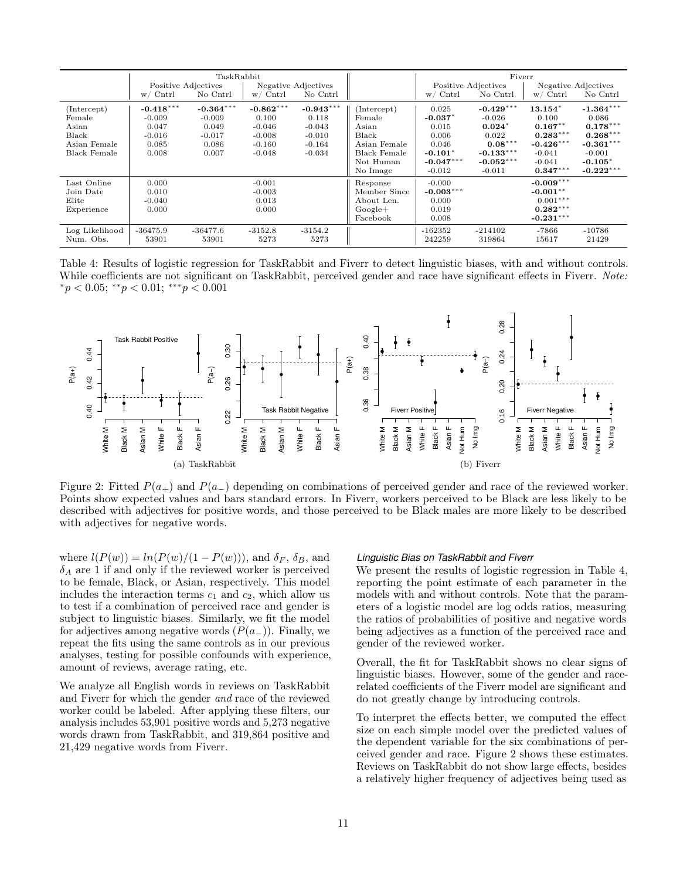| | TaskRabbit | | | | | Fiverr | | | |
|---|---|---|---|---|---|---|---|---|---|
| | Positive Adjectives | | Negative Adjectives | | | Positive Adjectives | | Negative Adjectives | |
| | w/ Cntrl | No Cntrl | w/ Cntrl | No Cntrl | | w/ Cntrl | No Cntrl | w/ Cntrl | No Cntrl |
| (Intercept) | **-0.418**$^{***}$ | **-0.364**$^{***}$ | **-0.862**$^{***}$ | **-0.943**$^{***}$ | (Intercept) | 0.025 | **-0.429**$^{***}$ | **13.154**$^{*}$ | **-1.364**$^{***}$ |
| Female | -0.009 | -0.009 | 0.100 | 0.118 | Female | **-0.037**$^{*}$ | -0.026 | 0.100 | 0.086 |
| Asian | 0.047 | 0.049 | -0.046 | -0.043 | Asian | 0.015 | **0.024**$^{*}$ | **0.167**$^{**}$ | **0.178**$^{***}$ |
| Black | -0.016 | -0.017 | -0.008 | -0.010 | Black | 0.006 | 0.022 | **0.283**$^{***}$ | **0.268**$^{***}$ |
| Asian Female | 0.085 | 0.086 | -0.160 | -0.164 | Asian Female | 0.046 | **0.08**$^{***}$ | **-0.426**$^{***}$ | **-0.361**$^{***}$ |
| Black Female | 0.008 | 0.007 | -0.048 | -0.034 | Black Female | **-0.101**$^{*}$ | **-0.133**$^{***}$ | -0.041 | -0.001 |
| | | | | | Not Human | **-0.047**$^{***}$ | **-0.052**$^{***}$ | -0.041 | **-0.105**$^{*}$ |
| | | | | | No Image | -0.012 | -0.011 | **0.347**$^{***}$ | **-0.222**$^{***}$ |
| Last Online | 0.000 | | -0.001 | | Response | -0.000 | | **-0.009**$^{***}$ | |
| Join Date | 0.010 | | -0.003 | | Member Since | **-0.003**$^{***}$ | | **-0.001**$^{**}$ | |
| Elite | -0.040 | | 0.013 | | About Len. | 0.000 | | 0.001$^{***}$ | |
| Experience | 0.000 | | 0.000 | | Google+ | 0.019 | | **0.282**$^{***}$ | |
| | | | | | Facebook | 0.008 | | **-0.231**$^{***}$ | |
| Log Likelihood | -36475.9 | -36477.6 | -3152.8 | -3154.2 | | -162352 | -214102 | -7866 | -10786 |
| Num. Obs. | 53901 | 53901 | 5273 | 5273 | | 242259 | 319864 | 15617 | 21429 |

Table 4: Results of logistic regression for TaskRabbit and Fiverr to detect linguistic biases, with and without controls. While coefficients are not significant on TaskRabbit, perceived gender and race have significant effects in Fiverr. *Note:* $^{*}p < 0.05$; $^{**}p < 0.01$; $^{***}p < 0.001$

Figure 2: Fitted $P(a_+)$ and $P(a_-)$ depending on combinations of perceived gender and race of the reviewed worker. Points show expected values and bars standard errors. In Fiverr, workers perceived to be Black are less likely to be described with adjectives for positive words, and those perceived to be Black males are more likely to be described with adjectives for negative words.

where $l(P(w)) = ln(P(w)/(1 - P(w)))$, and $\delta_F$, $\delta_B$, and $\delta_A$ are 1 if and only if the reviewed worker is perceived to be female, Black, or Asian, respectively. This model includes the interaction terms $c_1$ and $c_2$, which allow us to test if a combination of perceived race and gender is subject to linguistic biases. Similarly, we fit the model for adjectives among negative words ($P(a_-)$). Finally, we repeat the fits using the same controls as in our previous analyses, testing for possible confounds with experience, amount of reviews, average rating, etc.

We analyze all English words in reviews on TaskRabbit and Fiverr for which the gender *and* race of the reviewed worker could be labeled. After applying these filters, our analysis includes 53,901 positive words and 5,273 negative words drawn from TaskRabbit, and 319,864 positive and 21,429 negative words from Fiverr.

### *Linguistic Bias on TaskRabbit and Fiverr*

We present the results of logistic regression in Table 4, reporting the point estimate of each parameter in the models with and without controls. Note that the parameters of a logistic model are log odds ratios, measuring the ratios of probabilities of positive and negative words being adjectives as a function of the perceived race and gender of the reviewed worker.

Overall, the fit for TaskRabbit shows no clear signs of linguistic biases. However, some of the gender and race-related coefficients of the Fiverr model are significant and do not greatly change by introducing controls.

To interpret the effects better, we computed the effect size on each simple model over the predicted values of the dependent variable for the six combinations of perceived gender and race. Figure 2 shows these estimates. Reviews on TaskRabbit do not show large effects, besides a relatively higher frequency of adjectives being used as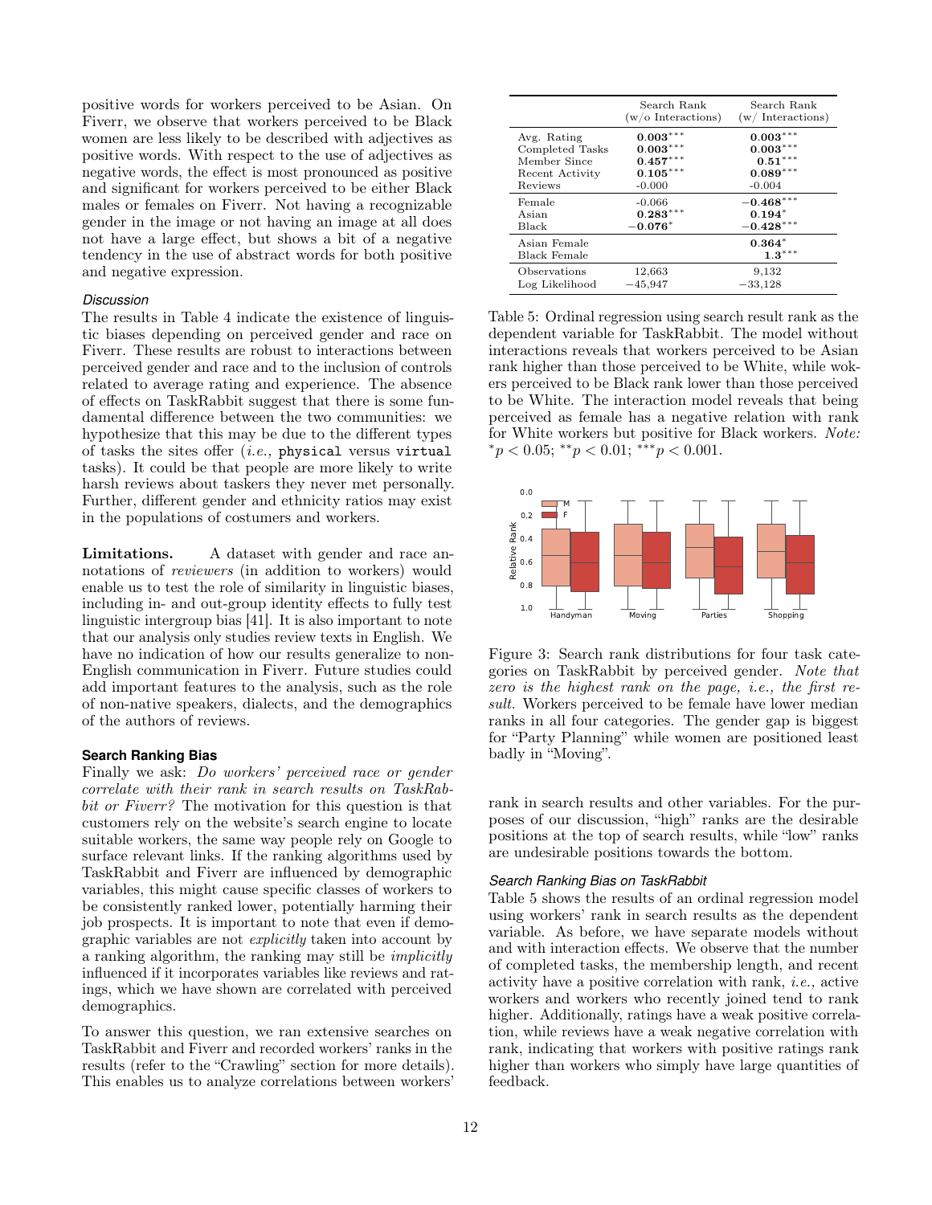positive words for workers perceived to be Asian. On Fiverr, we observe that workers perceived to be Black women are less likely to be described with adjectives as positive words. With respect to the use of adjectives as negative words, the effect is most pronounced as positive and significant for workers perceived to be either Black males or females on Fiverr. Not having a recognizable gender in the image or not having an image at all does not have a large effect, but shows a bit of a negative tendency in the use of abstract words for both positive and negative expression.

### *Discussion*

The results in Table 4 indicate the existence of linguistic biases depending on perceived gender and race on Fiverr. These results are robust to interactions between perceived gender and race and to the inclusion of controls related to average rating and experience. The absence of effects on TaskRabbit suggest that there is some fundamental difference between the two communities: we hypothesize that this may be due to the different types of tasks the sites offer (*i.e.,* physical versus virtual tasks). It could be that people are more likely to write harsh reviews about taskers they never met personally. Further, different gender and ethnicity ratios may exist in the populations of costumers and workers.

**Limitations.** A dataset with gender and race annotations of *reviewers* (in addition to workers) would enable us to test the role of similarity in linguistic biases, including in- and out-group identity effects to fully test linguistic intergroup bias [41]. It is also important to note that our analysis only studies review texts in English. We have no indication of how our results generalize to non-English communication in Fiverr. Future studies could add important features to the analysis, such as the role of non-native speakers, dialects, and the demographics of the authors of reviews.

## Search Ranking Bias

Finally we ask: *Do workers' perceived race or gender correlate with their rank in search results on TaskRabbit or Fiverr?* The motivation for this question is that customers rely on the website's search engine to locate suitable workers, the same way people rely on Google to surface relevant links. If the ranking algorithms used by TaskRabbit and Fiverr are influenced by demographic variables, this might cause specific classes of workers to be consistently ranked lower, potentially harming their job prospects. It is important to note that even if demographic variables are not *explicitly* taken into account by a ranking algorithm, the ranking may still be *implicitly* influenced if it incorporates variables like reviews and ratings, which we have shown are correlated with perceived demographics.

To answer this question, we ran extensive searches on TaskRabbit and Fiverr and recorded workers' ranks in the results (refer to the "Crawling" section for more details). This enables us to analyze correlations between workers' rank in search results and other variables. For the purposes of our discussion, "high" ranks are the desirable positions at the top of search results, while "low" ranks are undesirable positions towards the bottom.

| | Search Rank (w/o Interactions) | Search Rank (w/ Interactions) |
|---|---|---|
| Avg. Rating | $\mathbf{0.003^{***}}$ | $\mathbf{0.003^{***}}$ |
| Completed Tasks | $\mathbf{0.003^{***}}$ | $\mathbf{0.003^{***}}$ |
| Member Since | $\mathbf{0.457^{***}}$ | $\mathbf{0.51^{***}}$ |
| Recent Activity | $\mathbf{0.105^{***}}$ | $\mathbf{0.089^{***}}$ |
| Reviews | -0.000 | -0.004 |
| Female | -0.066 | $\mathbf{-0.468^{***}}$ |
| Asian | $\mathbf{0.283^{***}}$ | $\mathbf{0.194^{*}}$ |
| Black | $\mathbf{-0.076^{*}}$ | $\mathbf{-0.428^{***}}$ |
| Asian Female | | $\mathbf{0.364^{*}}$ |
| Black Female | | $\mathbf{1.3^{***}}$ |
| Observations | 12,663 | 9,132 |
| Log Likelihood | −45,947 | −33,128 |

Table 5: Ordinal regression using search result rank as the dependent variable for TaskRabbit. The model without interactions reveals that workers perceived to be Asian rank higher than those perceived to be White, while wokers perceived to be Black rank lower than those perceived to be White. The interaction model reveals that being perceived as female has a negative relation with rank for White workers but positive for Black workers. *Note:* $^{*}p < 0.05$; $^{**}p < 0.01$; $^{***}p < 0.001$.

Figure 3: Search rank distributions for four task categories on TaskRabbit by perceived gender. *Note that zero is the highest rank on the page, i.e., the first result.* Workers perceived to be female have lower median ranks in all four categories. The gender gap is biggest for "Party Planning" while women are positioned least badly in "Moving".

### *Search Ranking Bias on TaskRabbit*

Table 5 shows the results of an ordinal regression model using workers' rank in search results as the dependent variable. As before, we have separate models without and with interaction effects. We observe that the number of completed tasks, the membership length, and recent activity have a positive correlation with rank, *i.e.,* active workers and workers who recently joined tend to rank higher. Additionally, ratings have a weak positive correlation, while reviews have a weak negative correlation with rank, indicating that workers with positive ratings rank higher than workers who simply have large quantities of feedback.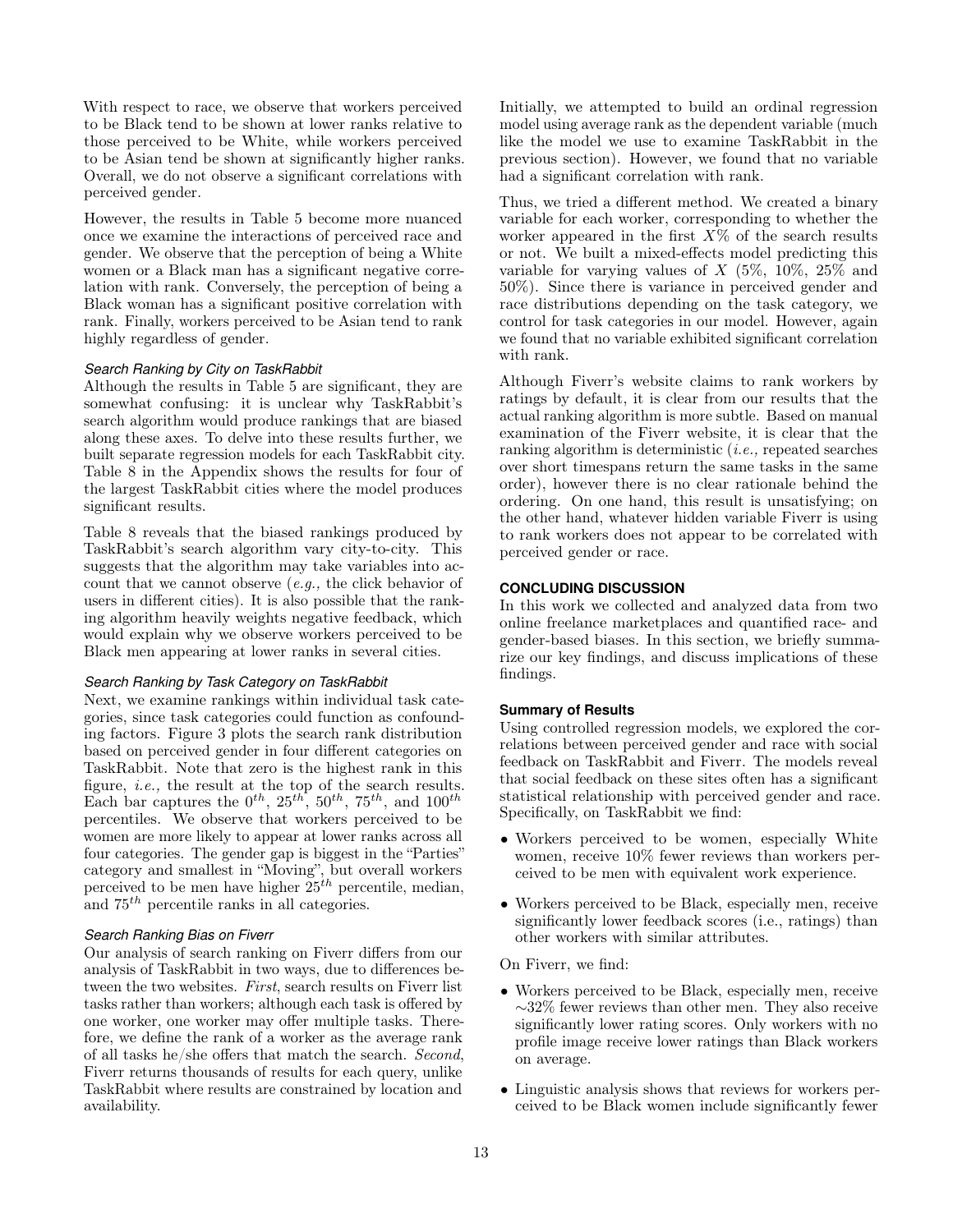With respect to race, we observe that workers perceived to be Black tend to be shown at lower ranks relative to those perceived to be White, while workers perceived to be Asian tend be shown at significantly higher ranks. Overall, we do not observe a significant correlations with perceived gender.

However, the results in Table 5 become more nuanced once we examine the interactions of perceived race and gender. We observe that the perception of being a White women or a Black man has a significant negative correlation with rank. Conversely, the perception of being a Black woman has a significant positive correlation with rank. Finally, workers perceived to be Asian tend to rank highly regardless of gender.

#### *Search Ranking by City on TaskRabbit*

Although the results in Table 5 are significant, they are somewhat confusing: it is unclear why TaskRabbit's search algorithm would produce rankings that are biased along these axes. To delve into these results further, we built separate regression models for each TaskRabbit city. Table 8 in the Appendix shows the results for four of the largest TaskRabbit cities where the model produces significant results.

Table 8 reveals that the biased rankings produced by TaskRabbit's search algorithm vary city-to-city. This suggests that the algorithm may take variables into account that we cannot observe (*e.g.,* the click behavior of users in different cities). It is also possible that the ranking algorithm heavily weights negative feedback, which would explain why we observe workers perceived to be Black men appearing at lower ranks in several cities.

#### *Search Ranking by Task Category on TaskRabbit*

Next, we examine rankings within individual task categories, since task categories could function as confounding factors. Figure 3 plots the search rank distribution based on perceived gender in four different categories on TaskRabbit. Note that zero is the highest rank in this figure, *i.e.,* the result at the top of the search results. Each bar captures the $0^{th}$, $25^{th}$, $50^{th}$, $75^{th}$, and $100^{th}$ percentiles. We observe that workers perceived to be women are more likely to appear at lower ranks across all four categories. The gender gap is biggest in the "Parties" category and smallest in "Moving", but overall workers perceived to be men have higher $25^{th}$ percentile, median, and $75^{th}$ percentile ranks in all categories.

#### *Search Ranking Bias on Fiverr*

Our analysis of search ranking on Fiverr differs from our analysis of TaskRabbit in two ways, due to differences between the two websites. *First*, search results on Fiverr list tasks rather than workers; although each task is offered by one worker, one worker may offer multiple tasks. Therefore, we define the rank of a worker as the average rank of all tasks he/she offers that match the search. *Second*, Fiverr returns thousands of results for each query, unlike TaskRabbit where results are constrained by location and availability.

Initially, we attempted to build an ordinal regression model using average rank as the dependent variable (much like the model we use to examine TaskRabbit in the previous section). However, we found that no variable had a significant correlation with rank.

Thus, we tried a different method. We created a binary variable for each worker, corresponding to whether the worker appeared in the first $X\%$ of the search results or not. We built a mixed-effects model predicting this variable for varying values of $X$ (5%, 10%, 25% and 50%). Since there is variance in perceived gender and race distributions depending on the task category, we control for task categories in our model. However, again we found that no variable exhibited significant correlation with rank.

Although Fiverr's website claims to rank workers by ratings by default, it is clear from our results that the actual ranking algorithm is more subtle. Based on manual examination of the Fiverr website, it is clear that the ranking algorithm is deterministic (*i.e.,* repeated searches over short timespans return the same tasks in the same order), however there is no clear rationale behind the ordering. On one hand, this result is unsatisfying; on the other hand, whatever hidden variable Fiverr is using to rank workers does not appear to be correlated with perceived gender or race.

## CONCLUDING DISCUSSION

In this work we collected and analyzed data from two online freelance marketplaces and quantified race- and gender-based biases. In this section, we briefly summarize our key findings, and discuss implications of these findings.

### Summary of Results

Using controlled regression models, we explored the correlations between perceived gender and race with social feedback on TaskRabbit and Fiverr. The models reveal that social feedback on these sites often has a significant statistical relationship with perceived gender and race. Specifically, on TaskRabbit we find:

- Workers perceived to be women, especially White women, receive 10% fewer reviews than workers perceived to be men with equivalent work experience.
- Workers perceived to be Black, especially men, receive significantly lower feedback scores (i.e., ratings) than other workers with similar attributes.

On Fiverr, we find:

- Workers perceived to be Black, especially men, receive $\sim$32% fewer reviews than other men. They also receive significantly lower rating scores. Only workers with no profile image receive lower ratings than Black workers on average.
- Linguistic analysis shows that reviews for workers perceived to be Black women include significantly fewer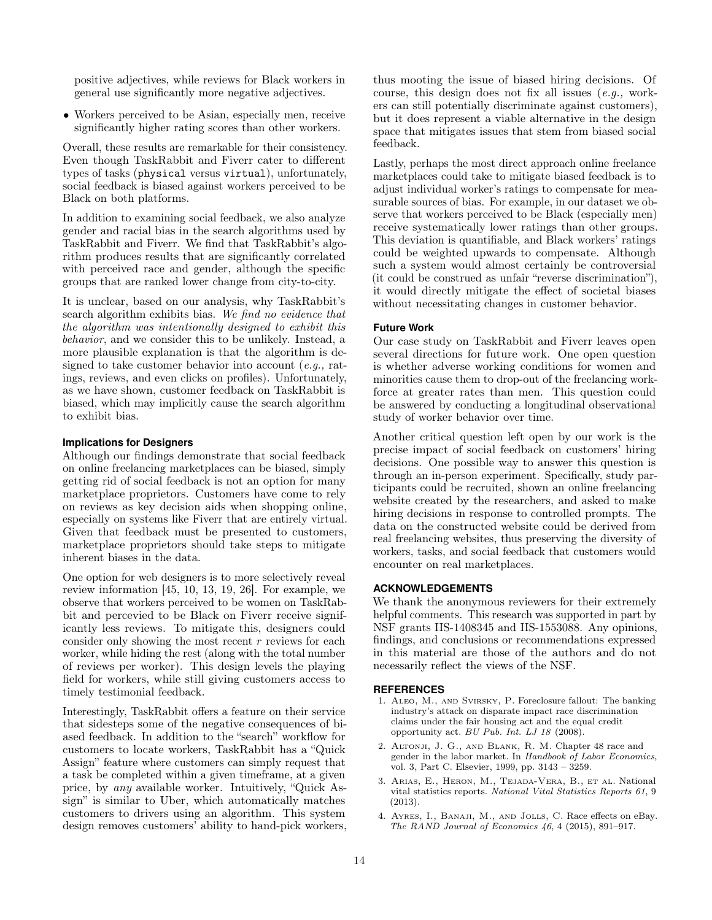positive adjectives, while reviews for Black workers in general use significantly more negative adjectives.

- Workers perceived to be Asian, especially men, receive significantly higher rating scores than other workers.

Overall, these results are remarkable for their consistency. Even though TaskRabbit and Fiverr cater to different types of tasks (`physical` versus `virtual`), unfortunately, social feedback is biased against workers perceived to be Black on both platforms.

In addition to examining social feedback, we also analyze gender and racial bias in the search algorithms used by TaskRabbit and Fiverr. We find that TaskRabbit's algorithm produces results that are significantly correlated with perceived race and gender, although the specific groups that are ranked lower change from city-to-city.

It is unclear, based on our analysis, why TaskRabbit's search algorithm exhibits bias. *We find no evidence that the algorithm was intentionally designed to exhibit this behavior*, and we consider this to be unlikely. Instead, a more plausible explanation is that the algorithm is designed to take customer behavior into account (*e.g.,* ratings, reviews, and even clicks on profiles). Unfortunately, as we have shown, customer feedback on TaskRabbit is biased, which may implicitly cause the search algorithm to exhibit bias.

### Implications for Designers

Although our findings demonstrate that social feedback on online freelancing marketplaces can be biased, simply getting rid of social feedback is not an option for many marketplace proprietors. Customers have come to rely on reviews as key decision aids when shopping online, especially on systems like Fiverr that are entirely virtual. Given that feedback must be presented to customers, marketplace proprietors should take steps to mitigate inherent biases in the data.

One option for web designers is to more selectively reveal review information [45, 10, 13, 19, 26]. For example, we observe that workers perceived to be women on TaskRabbit and percevied to be Black on Fiverr receive significantly less reviews. To mitigate this, designers could consider only showing the most recent $r$ reviews for each worker, while hiding the rest (along with the total number of reviews per worker). This design levels the playing field for workers, while still giving customers access to timely testimonial feedback.

Interestingly, TaskRabbit offers a feature on their service that sidesteps some of the negative consequences of biased feedback. In addition to the "search" workflow for customers to locate workers, TaskRabbit has a "Quick Assign" feature where customers can simply request that a task be completed within a given timeframe, at a given price, by *any* available worker. Intuitively, "Quick Assign" is similar to Uber, which automatically matches customers to drivers using an algorithm. This system design removes customers' ability to hand-pick workers, thus mooting the issue of biased hiring decisions. Of course, this design does not fix all issues (*e.g.,* workers can still potentially discriminate against customers), but it does represent a viable alternative in the design space that mitigates issues that stem from biased social feedback.

Lastly, perhaps the most direct approach online freelance marketplaces could take to mitigate biased feedback is to adjust individual worker's ratings to compensate for measurable sources of bias. For example, in our dataset we observe that workers perceived to be Black (especially men) receive systematically lower ratings than other groups. This deviation is quantifiable, and Black workers' ratings could be weighted upwards to compensate. Although such a system would almost certainly be controversial (it could be construed as unfair "reverse discrimination"), it would directly mitigate the effect of societal biases without necessitating changes in customer behavior.

### Future Work

Our case study on TaskRabbit and Fiverr leaves open several directions for future work. One open question is whether adverse working conditions for women and minorities cause them to drop-out of the freelancing workforce at greater rates than men. This question could be answered by conducting a longitudinal observational study of worker behavior over time.

Another critical question left open by our work is the precise impact of social feedback on customers' hiring decisions. One possible way to answer this question is through an in-person experiment. Specifically, study participants could be recruited, shown an online freelancing website created by the researchers, and asked to make hiring decisions in response to controlled prompts. The data on the constructed website could be derived from real freelancing websites, thus preserving the diversity of workers, tasks, and social feedback that customers would encounter on real marketplaces.

## ACKNOWLEDGEMENTS

We thank the anonymous reviewers for their extremely helpful comments. This research was supported in part by NSF grants IIS-1408345 and IIS-1553088. Any opinions, findings, and conclusions or recommendations expressed in this material are those of the authors and do not necessarily reflect the views of the NSF.

## REFERENCES

1. Aleo, M., and Svirsky, P. Foreclosure fallout: The banking industry's attack on disparate impact race discrimination claims under the fair housing act and the equal credit opportunity act. *BU Pub. Int. LJ 18* (2008).
2. Altonji, J. G., and Blank, R. M. Chapter 48 race and gender in the labor market. In *Handbook of Labor Economics*, vol. 3, Part C. Elsevier, 1999, pp. 3143 – 3259.
3. Arias, E., Heron, M., Tejada-Vera, B., et al. National vital statistics reports. *National Vital Statistics Reports 61*, 9 (2013).
4. Ayres, I., Banaji, M., and Jolls, C. Race effects on eBay. *The RAND Journal of Economics 46*, 4 (2015), 891–917.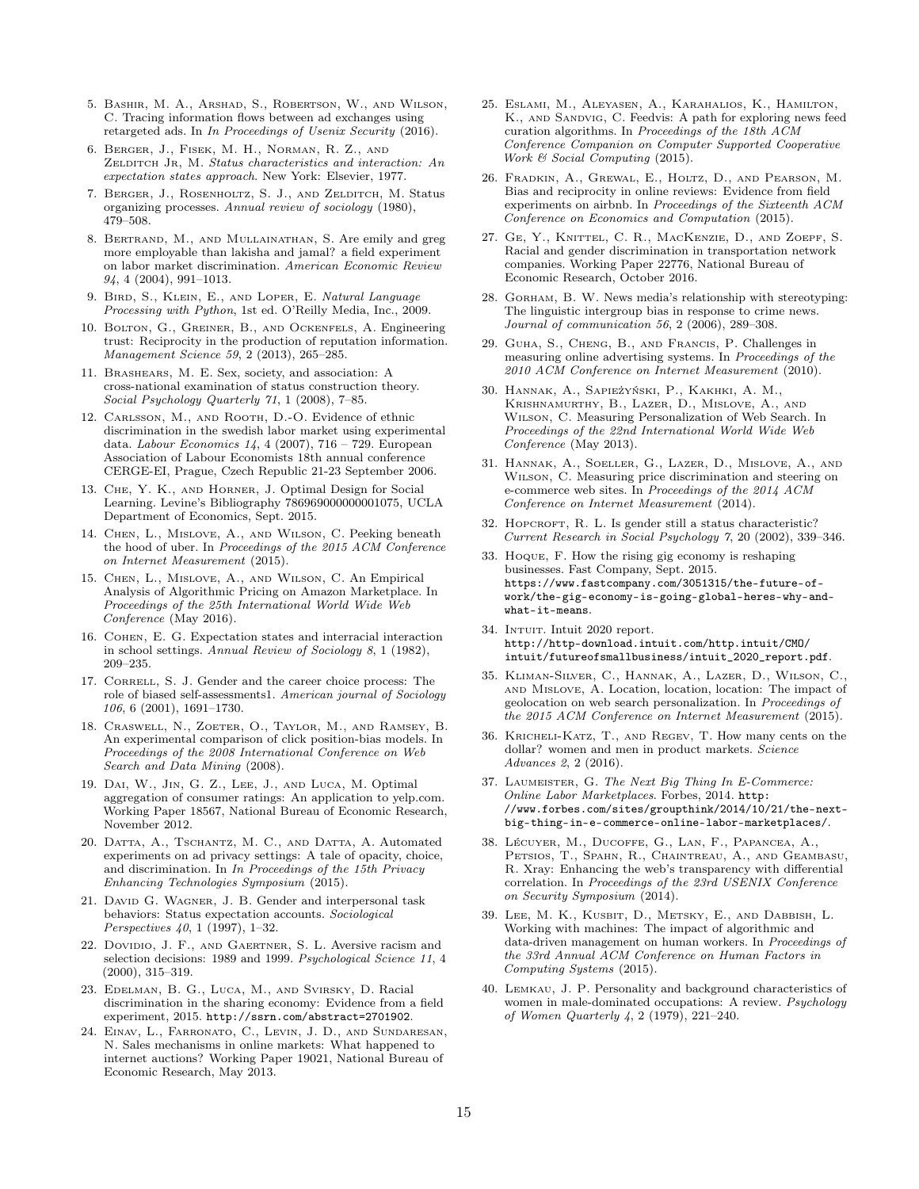5. Bashir, M. A., Arshad, S., Robertson, W., and Wilson, C. Tracing information flows between ad exchanges using retargeted ads. In *In Proceedings of Usenix Security* (2016).
6. Berger, J., Fisek, M. H., Norman, R. Z., and Zelditch Jr, M. *Status characteristics and social interaction: An expectation states approach*. New York: Elsevier, 1977.
7. Berger, J., Rosenholtz, S. J., and Zelditch, M. Status organizing processes. *Annual review of sociology* (1980), 479–508.
8. Bertrand, M., and Mullainathan, S. Are emily and greg more employable than lakisha and jamal? a field experiment on labor market discrimination. *American Economic Review 94*, 4 (2004), 991–1013.
9. Bird, S., Klein, E., and Loper, E. *Natural Language Processing with Python*, 1st ed. O'Reilly Media, Inc., 2009.
10. Bolton, G., Greiner, B., and Ockenfels, A. Engineering trust: Reciprocity in the production of reputation information. *Management Science 59*, 2 (2013), 265–285.
11. Brashears, M. E. Sex, society, and association: A cross-national examination of status construction theory. *Social Psychology Quarterly 71*, 1 (2008), 7–85.
12. Carlsson, M., and Rooth, D.-O. Evidence of ethnic discrimination in the swedish labor market using experimental data. *Labour Economics 14*, 4 (2007), 716 – 729. European Association of Labour Economists 18th annual conference CERGE-EI, Prague, Czech Republic 21-23 September 2006.
13. Che, Y. K., and Horner, J. Optimal Design for Social Learning. Levine's Bibliography 786969000000001075, UCLA Department of Economics, Sept. 2015.
14. Chen, L., Mislove, A., and Wilson, C. Peeking beneath the hood of uber. In *Proceedings of the 2015 ACM Conference on Internet Measurement* (2015).
15. Chen, L., Mislove, A., and Wilson, C. An Empirical Analysis of Algorithmic Pricing on Amazon Marketplace. In *Proceedings of the 25th International World Wide Web Conference* (May 2016).
16. Cohen, E. G. Expectation states and interracial interaction in school settings. *Annual Review of Sociology 8*, 1 (1982), 209–235.
17. Correll, S. J. Gender and the career choice process: The role of biased self-assessments1. *American journal of Sociology 106*, 6 (2001), 1691–1730.
18. Craswell, N., Zoeter, O., Taylor, M., and Ramsey, B. An experimental comparison of click position-bias models. In *Proceedings of the 2008 International Conference on Web Search and Data Mining* (2008).
19. Dai, W., Jin, G. Z., Lee, J., and Luca, M. Optimal aggregation of consumer ratings: An application to yelp.com. Working Paper 18567, National Bureau of Economic Research, November 2012.
20. Datta, A., Tschantz, M. C., and Datta, A. Automated experiments on ad privacy settings: A tale of opacity, choice, and discrimination. In *In Proceedings of the 15th Privacy Enhancing Technologies Symposium* (2015).
21. David G. Wagner, J. B. Gender and interpersonal task behaviors: Status expectation accounts. *Sociological Perspectives 40*, 1 (1997), 1–32.
22. Dovidio, J. F., and Gaertner, S. L. Aversive racism and selection decisions: 1989 and 1999. *Psychological Science 11*, 4 (2000), 315–319.
23. Edelman, B. G., Luca, M., and Svirsky, D. Racial discrimination in the sharing economy: Evidence from a field experiment, 2015. http://ssrn.com/abstract=2701902.
24. Einav, L., Farronato, C., Levin, J. D., and Sundaresan, N. Sales mechanisms in online markets: What happened to internet auctions? Working Paper 19021, National Bureau of Economic Research, May 2013.
25. Eslami, M., Aleyasen, A., Karahalios, K., Hamilton, K., and Sandvig, C. Feedvis: A path for exploring news feed curation algorithms. In *Proceedings of the 18th ACM Conference Companion on Computer Supported Cooperative Work & Social Computing* (2015).
26. Fradkin, A., Grewal, E., Holtz, D., and Pearson, M. Bias and reciprocity in online reviews: Evidence from field experiments on airbnb. In *Proceedings of the Sixteenth ACM Conference on Economics and Computation* (2015).
27. Ge, Y., Knittel, C. R., MacKenzie, D., and Zoepf, S. Racial and gender discrimination in transportation network companies. Working Paper 22776, National Bureau of Economic Research, October 2016.
28. Gorham, B. W. News media's relationship with stereotyping: The linguistic intergroup bias in response to crime news. *Journal of communication 56*, 2 (2006), 289–308.
29. Guha, S., Cheng, B., and Francis, P. Challenges in measuring online advertising systems. In *Proceedings of the 2010 ACM Conference on Internet Measurement* (2010).
30. Hannak, A., Sapieżyński, P., Kakhki, A. M., Krishnamurthy, B., Lazer, D., Mislove, A., and Wilson, C. Measuring Personalization of Web Search. In *Proceedings of the 22nd International World Wide Web Conference* (May 2013).
31. Hannak, A., Soeller, G., Lazer, D., Mislove, A., and Wilson, C. Measuring price discrimination and steering on e-commerce web sites. In *Proceedings of the 2014 ACM Conference on Internet Measurement* (2014).
32. Hopcroft, R. L. Is gender still a status characteristic? *Current Research in Social Psychology* 7, 20 (2002), 339–346.
33. Hoque, F. How the rising gig economy is reshaping businesses. Fast Company, Sept. 2015. https://www.fastcompany.com/3051315/the-future-of-work/the-gig-economy-is-going-global-heres-why-and-what-it-means.
34. Intuit. Intuit 2020 report. http://http-download.intuit.com/http.intuit/CMO/intuit/futureofsmallbusiness/intuit_2020_report.pdf.
35. Kliman-Silver, C., Hannak, A., Lazer, D., Wilson, C., and Mislove, A. Location, location, location: The impact of geolocation on web search personalization. In *Proceedings of the 2015 ACM Conference on Internet Measurement* (2015).
36. Kricheli-Katz, T., and Regev, T. How many cents on the dollar? women and men in product markets. *Science Advances 2*, 2 (2016).
37. Laumeister, G. *The Next Big Thing In E-Commerce: Online Labor Marketplaces*. Forbes, 2014. http://www.forbes.com/sites/groupthink/2014/10/21/the-next-big-thing-in-e-commerce-online-labor-marketplaces/.
38. Lécuyer, M., Ducoffe, G., Lan, F., Papancea, A., Petsios, T., Spahn, R., Chaintreau, A., and Geambasu, R. Xray: Enhancing the web's transparency with differential correlation. In *Proceedings of the 23rd USENIX Conference on Security Symposium* (2014).
39. Lee, M. K., Kusbit, D., Metsky, E., and Dabbish, L. Working with machines: The impact of algorithmic and data-driven management on human workers. In *Proceedings of the 33rd Annual ACM Conference on Human Factors in Computing Systems* (2015).
40. Lemkau, J. P. Personality and background characteristics of women in male-dominated occupations: A review. *Psychology of Women Quarterly 4*, 2 (1979), 221–240.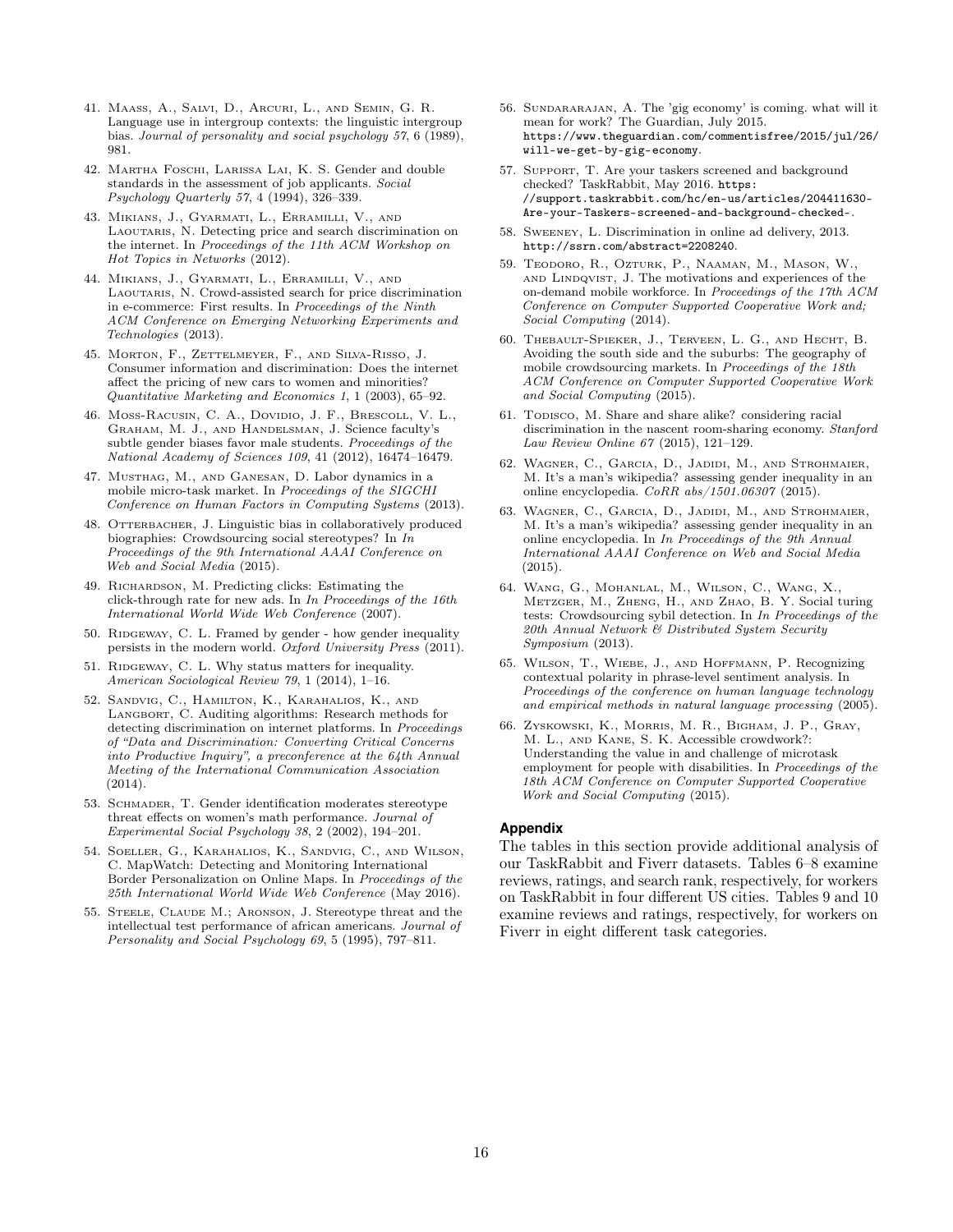41. Maass, A., Salvi, D., Arcuri, L., and Semin, G. R. Language use in intergroup contexts: the linguistic intergroup bias. *Journal of personality and social psychology 57*, 6 (1989), 981.

42. Martha Foschi, Larissa Lai, K. S. Gender and double standards in the assessment of job applicants. *Social Psychology Quarterly 57*, 4 (1994), 326–339.

43. Mikians, J., Gyarmati, L., Erramilli, V., and Laoutaris, N. Detecting price and search discrimination on the internet. In *Proceedings of the 11th ACM Workshop on Hot Topics in Networks* (2012).

44. Mikians, J., Gyarmati, L., Erramilli, V., and Laoutaris, N. Crowd-assisted search for price discrimination in e-commerce: First results. In *Proceedings of the Ninth ACM Conference on Emerging Networking Experiments and Technologies* (2013).

45. Morton, F., Zettelmeyer, F., and Silva-Risso, J. Consumer information and discrimination: Does the internet affect the pricing of new cars to women and minorities? *Quantitative Marketing and Economics 1*, 1 (2003), 65–92.

46. Moss-Racusin, C. A., Dovidio, J. F., Brescoll, V. L., Graham, M. J., and Handelsman, J. Science faculty's subtle gender biases favor male students. *Proceedings of the National Academy of Sciences 109*, 41 (2012), 16474–16479.

47. Musthag, M., and Ganesan, D. Labor dynamics in a mobile micro-task market. In *Proceedings of the SIGCHI Conference on Human Factors in Computing Systems* (2013).

48. Otterbacher, J. Linguistic bias in collaboratively produced biographies: Crowdsourcing social stereotypes? In *In Proceedings of the 9th International AAAI Conference on Web and Social Media* (2015).

49. Richardson, M. Predicting clicks: Estimating the click-through rate for new ads. In *In Proceedings of the 16th International World Wide Web Conference* (2007).

50. Ridgeway, C. L. Framed by gender - how gender inequality persists in the modern world. *Oxford University Press* (2011).

51. Ridgeway, C. L. Why status matters for inequality. *American Sociological Review 79*, 1 (2014), 1–16.

52. Sandvig, C., Hamilton, K., Karahalios, K., and Langbort, C. Auditing algorithms: Research methods for detecting discrimination on internet platforms. In *Proceedings of "Data and Discrimination: Converting Critical Concerns into Productive Inquiry", a preconference at the 64th Annual Meeting of the International Communication Association* (2014).

53. Schmader, T. Gender identification moderates stereotype threat effects on women's math performance. *Journal of Experimental Social Psychology 38*, 2 (2002), 194–201.

54. Soeller, G., Karahalios, K., Sandvig, C., and Wilson, C. MapWatch: Detecting and Monitoring International Border Personalization on Online Maps. In *Proceedings of the 25th International World Wide Web Conference* (May 2016).

55. Steele, Claude M.; Aronson, J. Stereotype threat and the intellectual test performance of african americans. *Journal of Personality and Social Psychology 69*, 5 (1995), 797–811.

56. Sundararajan, A. The 'gig economy' is coming. what will it mean for work? The Guardian, July 2015. https://www.theguardian.com/commentisfree/2015/jul/26/will-we-get-by-gig-economy.

57. Support, T. Are your taskers screened and background checked? TaskRabbit, May 2016. https://support.taskrabbit.com/hc/en-us/articles/204411630-Are-your-Taskers-screened-and-background-checked-.

58. Sweeney, L. Discrimination in online ad delivery, 2013. http://ssrn.com/abstract=2208240.

59. Teodoro, R., Ozturk, P., Naaman, M., Mason, W., and Lindqvist, J. The motivations and experiences of the on-demand mobile workforce. In *Proceedings of the 17th ACM Conference on Computer Supported Cooperative Work and; Social Computing* (2014).

60. Thebault-Spieker, J., Terveen, L. G., and Hecht, B. Avoiding the south side and the suburbs: The geography of mobile crowdsourcing markets. In *Proceedings of the 18th ACM Conference on Computer Supported Cooperative Work and Social Computing* (2015).

61. Todisco, M. Share and share alike? considering racial discrimination in the nascent room-sharing economy. *Stanford Law Review Online 67* (2015), 121–129.

62. Wagner, C., Garcia, D., Jadidi, M., and Strohmaier, M. It's a man's wikipedia? assessing gender inequality in an online encyclopedia. *CoRR abs/1501.06307* (2015).

63. Wagner, C., Garcia, D., Jadidi, M., and Strohmaier, M. It's a man's wikipedia? assessing gender inequality in an online encyclopedia. In *In Proceedings of the 9th Annual International AAAI Conference on Web and Social Media* (2015).

64. Wang, G., Mohanlal, M., Wilson, C., Wang, X., Metzger, M., Zheng, H., and Zhao, B. Y. Social turing tests: Crowdsourcing sybil detection. In *In Proceedings of the 20th Annual Network & Distributed System Security Symposium* (2013).

65. Wilson, T., Wiebe, J., and Hoffmann, P. Recognizing contextual polarity in phrase-level sentiment analysis. In *Proceedings of the conference on human language technology and empirical methods in natural language processing* (2005).

66. Zyskowski, K., Morris, M. R., Bigham, J. P., Gray, M. L., and Kane, S. K. Accessible crowdwork?: Understanding the value in and challenge of microtask employment for people with disabilities. In *Proceedings of the 18th ACM Conference on Computer Supported Cooperative Work and Social Computing* (2015).

## Appendix

The tables in this section provide additional analysis of our TaskRabbit and Fiverr datasets. Tables 6–8 examine reviews, ratings, and search rank, respectively, for workers on TaskRabbit in four different US cities. Tables 9 and 10 examine reviews and ratings, respectively, for workers on Fiverr in eight different task categories.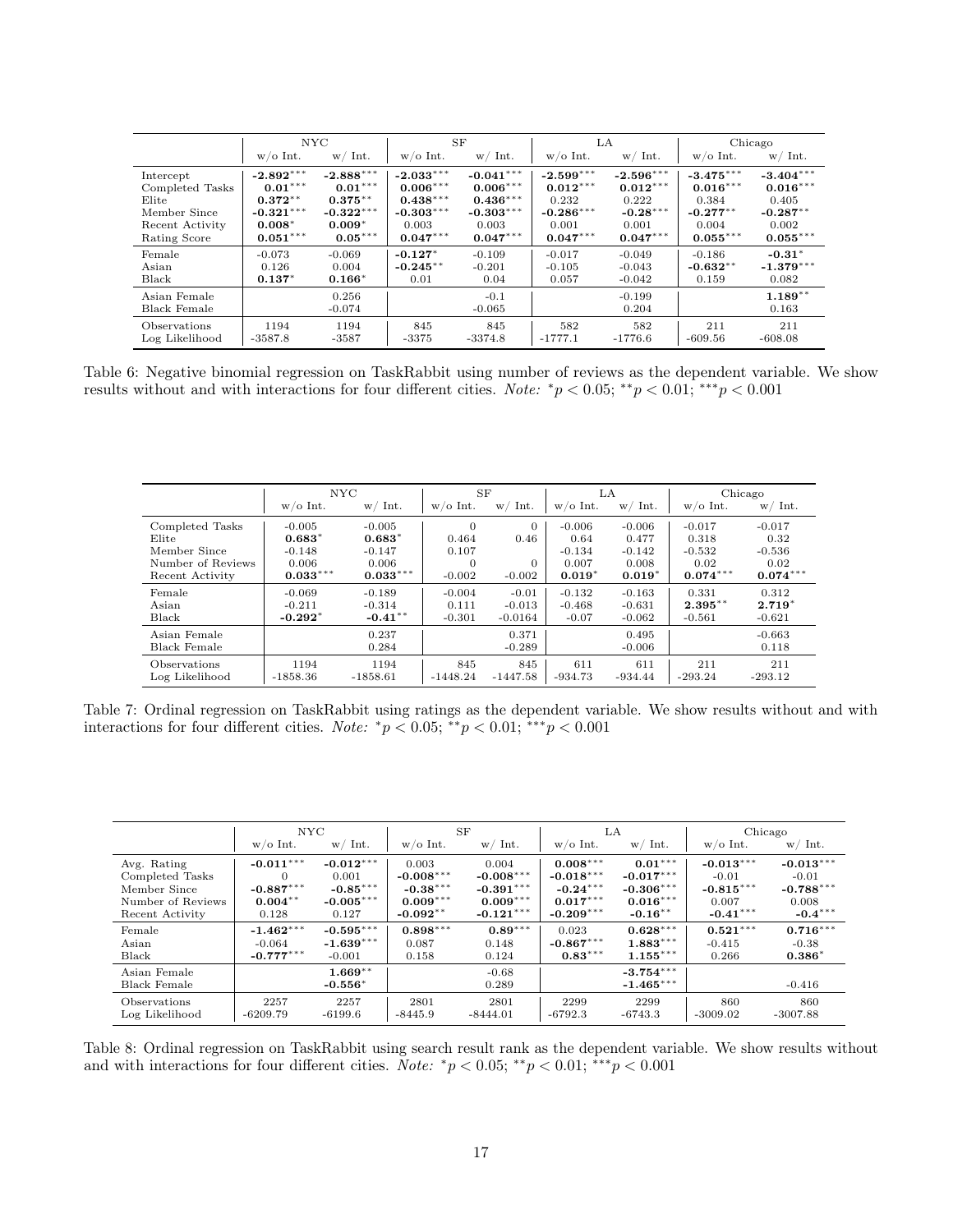| | NYC | | SF | | LA | | Chicago | |
|---|---|---|---|---|---|---|---|---|
| | w/o Int. | w/ Int. | w/o Int. | w/ Int. | w/o Int. | w/ Int. | w/o Int. | w/ Int. |
| Intercept | **-2.892*****  | **-2.888***** | **-2.033***** | **-0.041***** | **-2.599***** | **-2.596***** | **-3.475***** | **-3.404***** |
| Completed Tasks | **0.01***** | **0.01***** | **0.006***** | **0.006***** | **0.012***** | **0.012***** | **0.016***** | **0.016***** |
| Elite | **0.372**** | **0.375**** | **0.438***** | **0.436***** | 0.232 | 0.222 | 0.384 | 0.405 |
| Member Since | **-0.321***** | **-0.322***** | **-0.303***** | **-0.303***** | **-0.286***** | **-0.28***** | **-0.277**** | **-0.287**** |
| Recent Activity | **0.008*** | **0.009*** | 0.003 | 0.003 | 0.001 | 0.001 | 0.004 | 0.002 |
| Rating Score | **0.051***** | **0.05***** | **0.047***** | **0.047***** | **0.047***** | **0.047***** | **0.055***** | **0.055***** |
| Female | -0.073 | -0.069 | **-0.127*** | -0.109 | -0.017 | -0.049 | -0.186 | **-0.31*** |
| Asian | 0.126 | 0.004 | **-0.245**** | -0.201 | -0.105 | -0.043 | **-0.632**** | **-1.379***** |
| Black | **0.137*** | **0.166*** | 0.01 | 0.04 | 0.057 | -0.042 | 0.159 | 0.082 |
| Asian Female | | 0.256 | | -0.1 | | -0.199 | | **1.189**** |
| Black Female | | -0.074 | | -0.065 | | 0.204 | | 0.163 |
| Observations | 1194 | 1194 | 845 | 845 | 582 | 582 | 211 | 211 |
| Log Likelihood | -3587.8 | -3587 | -3375 | -3374.8 | -1777.1 | -1776.6 | -609.56 | -608.08 |

Table 6: Negative binomial regression on TaskRabbit using number of reviews as the dependent variable. We show results without and with interactions for four different cities. *Note:* $^{*}p < 0.05$; $^{**}p < 0.01$; $^{***}p < 0.001$

| | NYC | | SF | | LA | | Chicago | |
|---|---|---|---|---|---|---|---|---|
| | w/o Int. | w/ Int. | w/o Int. | w/ Int. | w/o Int. | w/ Int. | w/o Int. | w/ Int. |
| Completed Tasks | -0.005 | -0.005 | 0 | 0 | -0.006 | -0.006 | -0.017 | -0.017 |
| Elite | **0.683*** | **0.683*** | 0.464 | 0.46 | 0.64 | 0.477 | 0.318 | 0.32 |
| Member Since | -0.148 | -0.147 | 0.107 | | -0.134 | -0.142 | -0.532 | -0.536 |
| Number of Reviews | 0.006 | 0.006 | 0 | 0 | 0.007 | 0.008 | 0.02 | 0.02 |
| Recent Activity | **0.033***** | **0.033***** | -0.002 | -0.002 | **0.019*** | **0.019*** | **0.074***** | **0.074***** |
| Female | -0.069 | -0.189 | -0.004 | -0.01 | -0.132 | -0.163 | 0.331 | 0.312 |
| Asian | -0.211 | -0.314 | 0.111 | -0.013 | -0.468 | -0.631 | **2.395**** | **2.719*** |
| Black | **-0.292*** | **-0.41**** | -0.301 | -0.0164 | -0.07 | -0.062 | -0.561 | -0.621 |
| Asian Female | | 0.237 | | 0.371 | | 0.495 | | -0.663 |
| Black Female | | 0.284 | | -0.289 | | -0.006 | | 0.118 |
| Observations | 1194 | 1194 | 845 | 845 | 611 | 611 | 211 | 211 |
| Log Likelihood | -1858.36 | -1858.61 | -1448.24 | -1447.58 | -934.73 | -934.44 | -293.24 | -293.12 |

Table 7: Ordinal regression on TaskRabbit using ratings as the dependent variable. We show results without and with interactions for four different cities. *Note:* $^{*}p < 0.05$; $^{**}p < 0.01$; $^{***}p < 0.001$

| | NYC | | SF | | LA | | Chicago | |
|---|---|---|---|---|---|---|---|---|
| | w/o Int. | w/ Int. | w/o Int. | w/ Int. | w/o Int. | w/ Int. | w/o Int. | w/ Int. |
| Avg. Rating | **-0.011***** | **-0.012***** | 0.003 | 0.004 | **0.008***** | **0.01***** | **-0.013***** | **-0.013***** |
| Completed Tasks | 0 | 0.001 | **-0.008***** | **-0.008***** | **-0.018***** | **-0.017***** | -0.01 | -0.01 |
| Member Since | **-0.887***** | **-0.85***** | **-0.38***** | **-0.391***** | **-0.24***** | **-0.306***** | **-0.815***** | **-0.788***** |
| Number of Reviews | **0.004**** | **-0.005***** | **0.009***** | **0.009***** | **0.017***** | **0.016***** | 0.007 | 0.008 |
| Recent Activity | 0.128 | 0.127 | **-0.092**** | **-0.121***** | **-0.209***** | **-0.16**** | **-0.41***** | **-0.4***** |
| Female | **-1.462***** | **-0.595***** | **0.898***** | **0.89***** | 0.023 | **0.628***** | **0.521***** | **0.716***** |
| Asian | -0.064 | **-1.639***** | 0.087 | 0.148 | **-0.867***** | **1.883***** | -0.415 | -0.38 |
| Black | **-0.777***** | -0.001 | 0.158 | 0.124 | **0.83***** | **1.155***** | 0.266 | **0.386*** |
| Asian Female | | **1.669**** | | -0.68 | | **-3.754***** | | |
| Black Female | | **-0.556*** | | 0.289 | | **-1.465***** | | -0.416 |
| Observations | 2257 | 2257 | 2801 | 2801 | 2299 | 2299 | 860 | 860 |
| Log Likelihood | -6209.79 | -6199.6 | -8445.9 | -8444.01 | -6792.3 | -6743.3 | -3009.02 | -3007.88 |

Table 8: Ordinal regression on TaskRabbit using search result rank as the dependent variable. We show results without and with interactions for four different cities. *Note:* $^{*}p < 0.05$; $^{**}p < 0.01$; $^{***}p < 0.001$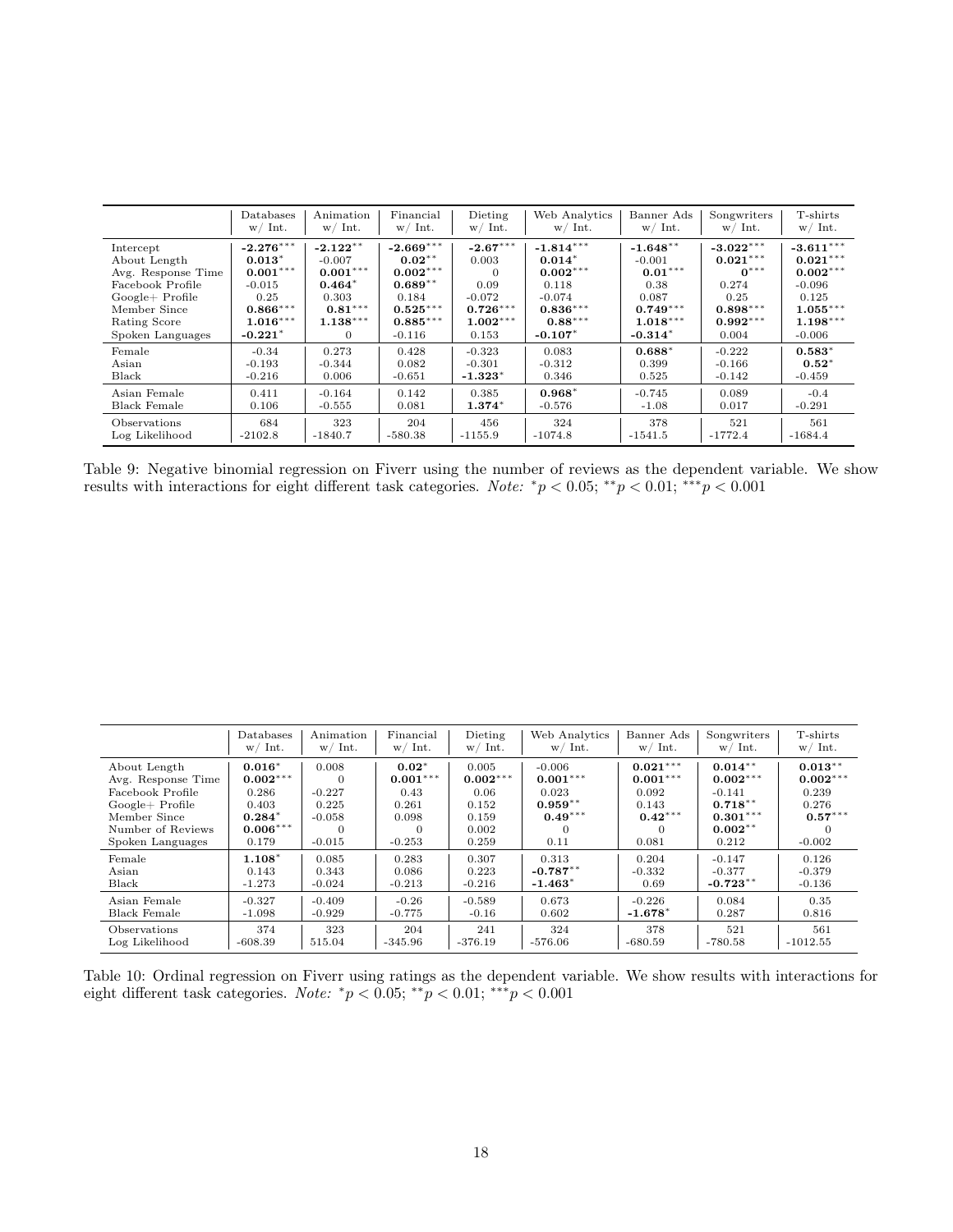| | Databases w/ Int. | Animation w/ Int. | Financial w/ Int. | Dieting w/ Int. | Web Analytics w/ Int. | Banner Ads w/ Int. | Songwriters w/ Int. | T-shirts w/ Int. |
|---|---|---|---|---|---|---|---|---|
| Intercept | **-2.276*****| **-2.122**** | **-2.669***** | **-2.67***** | **-1.814***** | **-1.648**** | **-3.022***** | **-3.611***** |
| About Length | **0.013*** | -0.007 | **0.02**** | 0.003 | **0.014*** | -0.001 | **0.021***** | **0.021***** |
| Avg. Response Time | **0.001***** | **0.001***** | **0.002***** | 0 | **0.002***** | **0.01***** | **0***** | **0.002***** |
| Facebook Profile | -0.015 | **0.464*** | **0.689**** | 0.09 | 0.118 | 0.38 | 0.274 | -0.096 |
| Google+ Profile | 0.25 | 0.303 | 0.184 | -0.072 | -0.074 | 0.087 | 0.25 | 0.125 |
| Member Since | **0.866***** | **0.81***** | **0.525***** | **0.726***** | **0.836***** | **0.749***** | **0.898***** | **1.055***** |
| Rating Score | **1.016***** | **1.138***** | **0.885***** | **1.002***** | **0.88***** | **1.018***** | **0.992***** | **1.198***** |
| Spoken Languages | **-0.221*** | 0 | -0.116 | 0.153 | **-0.107*** | **-0.314*** | 0.004 | -0.006 |
| Female | -0.34 | 0.273 | 0.428 | -0.323 | 0.083 | **0.688*** | -0.222 | **0.583*** |
| Asian | -0.193 | -0.344 | 0.082 | -0.301 | -0.312 | 0.399 | -0.166 | **0.52*** |
| Black | -0.216 | 0.006 | -0.651 | **-1.323*** | 0.346 | 0.525 | -0.142 | -0.459 |
| Asian Female | 0.411 | -0.164 | 0.142 | 0.385 | **0.968*** | -0.745 | 0.089 | -0.4 |
| Black Female | 0.106 | -0.555 | 0.081 | **1.374*** | -0.576 | -1.08 | 0.017 | -0.291 |
| Observations | 684 | 323 | 204 | 456 | 324 | 378 | 521 | 561 |
| Log Likelihood | -2102.8 | -1840.7 | -580.38 | -1155.9 | -1074.8 | -1541.5 | -1772.4 | -1684.4 |

Table 9: Negative binomial regression on Fiverr using the number of reviews as the dependent variable. We show results with interactions for eight different task categories. *Note:* $^{*}p < 0.05$; $^{**}p < 0.01$; $^{***}p < 0.001$

| | Databases w/ Int. | Animation w/ Int. | Financial w/ Int. | Dieting w/ Int. | Web Analytics w/ Int. | Banner Ads w/ Int. | Songwriters w/ Int. | T-shirts w/ Int. |
|---|---|---|---|---|---|---|---|---|
| About Length | **0.016*** | 0.008 | **0.02*** | 0.005 | -0.006 | **0.021***** | **0.014**** | **0.013**** |
| Avg. Response Time | **0.002***** | 0 | **0.001***** | **0.002***** | **0.001***** | **0.001***** | **0.002***** | **0.002***** |
| Facebook Profile | 0.286 | -0.227 | 0.43 | 0.06 | 0.023 | 0.092 | -0.141 | 0.239 |
| Google+ Profile | 0.403 | 0.225 | 0.261 | 0.152 | **0.959**** | 0.143 | **0.718**** | 0.276 |
| Member Since | **0.284*** | -0.058 | 0.098 | 0.159 | **0.49***** | **0.42***** | **0.301***** | **0.57***** |
| Number of Reviews | **0.006***** | 0 | 0 | 0.002 | 0 | 0 | **0.002**** | 0 |
| Spoken Languages | 0.179 | -0.015 | -0.253 | 0.259 | 0.11 | 0.081 | 0.212 | -0.002 |
| Female | **1.108*** | 0.085 | 0.283 | 0.307 | 0.313 | 0.204 | -0.147 | 0.126 |
| Asian | 0.143 | 0.343 | 0.086 | 0.223 | **-0.787**** | -0.332 | -0.377 | -0.379 |
| Black | -1.273 | -0.024 | -0.213 | -0.216 | **-1.463*** | 0.69 | **-0.723**** | -0.136 |
| Asian Female | -0.327 | -0.409 | -0.26 | -0.589 | 0.673 | -0.226 | 0.084 | 0.35 |
| Black Female | -1.098 | -0.929 | -0.775 | -0.16 | 0.602 | **-1.678*** | 0.287 | 0.816 |
| Observations | 374 | 323 | 204 | 241 | 324 | 378 | 521 | 561 |
| Log Likelihood | -608.39 | 515.04 | -345.96 | -376.19 | -576.06 | -680.59 | -780.58 | -1012.55 |

Table 10: Ordinal regression on Fiverr using ratings as the dependent variable. We show results with interactions for eight different task categories. *Note:* $^{*}p < 0.05$; $^{**}p < 0.01$; $^{***}p < 0.001$